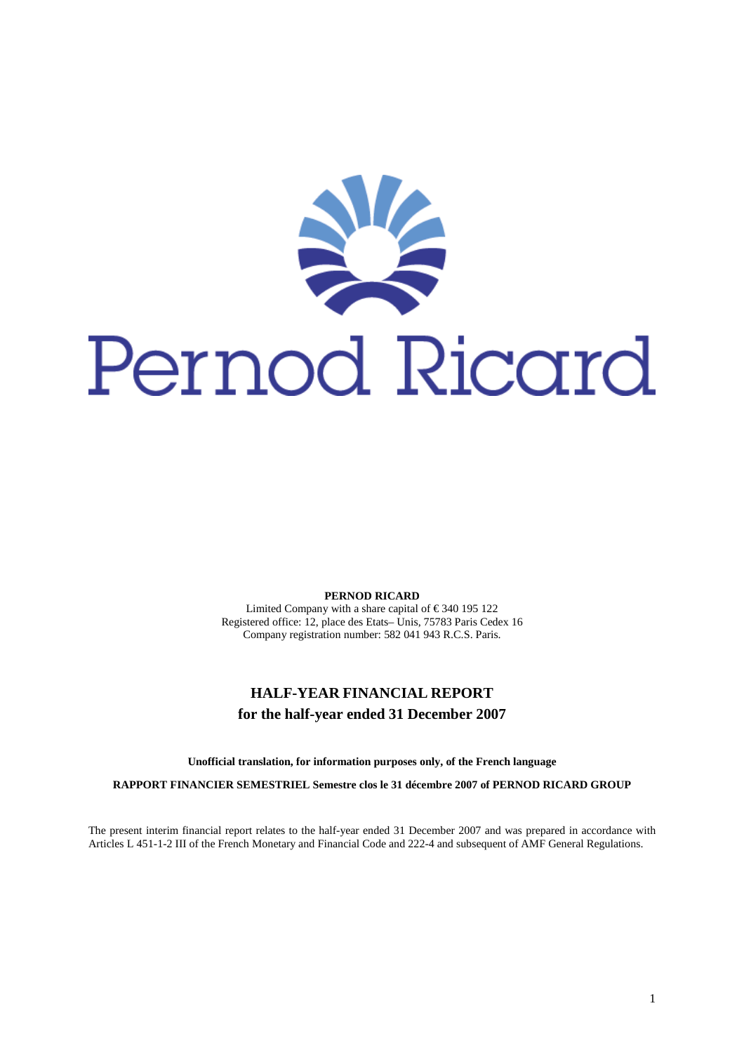# Pernod Ricard

**PERNOD RICARD**

Limited Company with a share capital of € 340 195 122
Registered office: 12, place des Etats– Unis, 75783 Paris Cedex 16
Company registration number: 582 041 943 R.C.S. Paris.

## HALF-YEAR FINANCIAL REPORT
## for the half-year ended 31 December 2007

**Unofficial translation, for information purposes only, of the French language**

**RAPPORT FINANCIER SEMESTRIEL Semestre clos le 31 décembre 2007 of PERNOD RICARD GROUP**

The present interim financial report relates to the half-year ended 31 December 2007 and was prepared in accordance with Articles L 451-1-2 III of the French Monetary and Financial Code and 222-4 and subsequent of AMF General Regulations.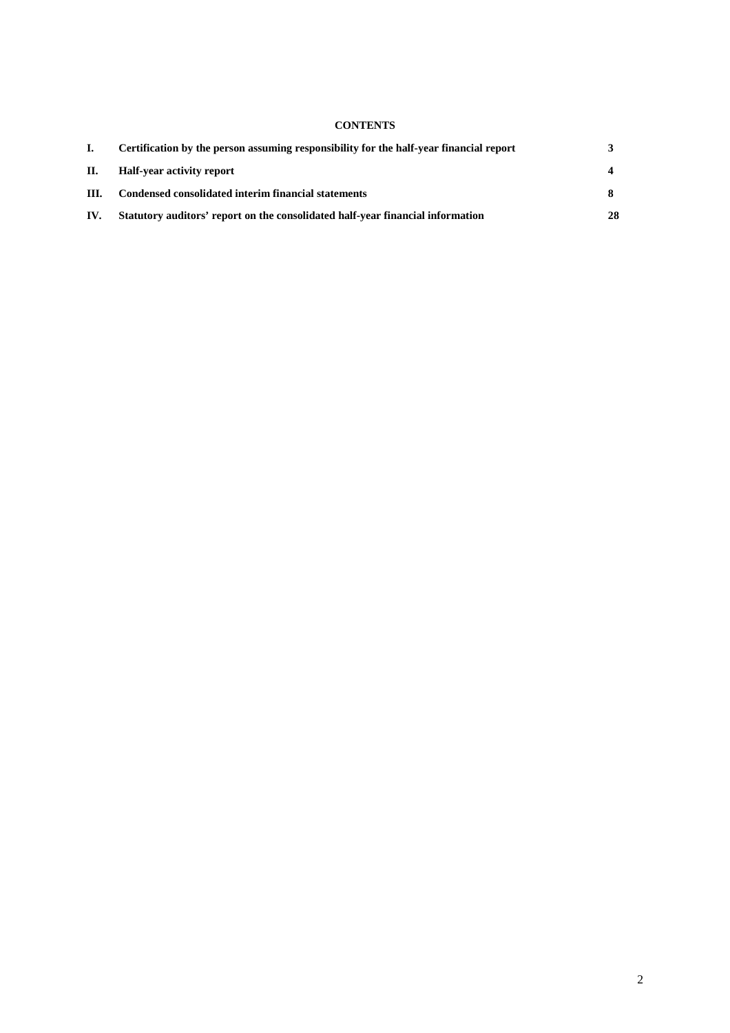**CONTENTS**

| | | |
|---|---|---|
| **I.** | **Certification by the person assuming responsibility for the half-year financial report** | **3** |
| **II.** | **Half-year activity report** | **4** |
| **III.** | **Condensed consolidated interim financial statements** | **8** |
| **IV.** | **Statutory auditors' report on the consolidated half-year financial information** | **28** |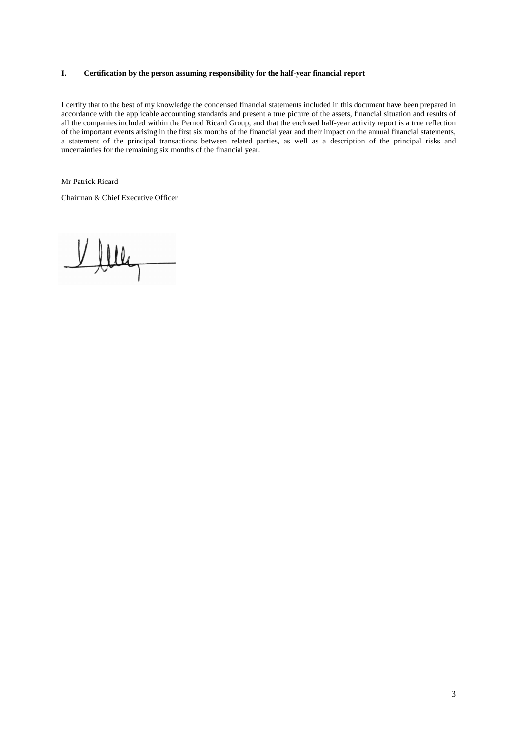## I. Certification by the person assuming responsibility for the half-year financial report

I certify that to the best of my knowledge the condensed financial statements included in this document have been prepared in accordance with the applicable accounting standards and present a true picture of the assets, financial situation and results of all the companies included within the Pernod Ricard Group, and that the enclosed half-year activity report is a true reflection of the important events arising in the first six months of the financial year and their impact on the annual financial statements, a statement of the principal transactions between related parties, as well as a description of the principal risks and uncertainties for the remaining six months of the financial year.

Mr Patrick Ricard

Chairman & Chief Executive Officer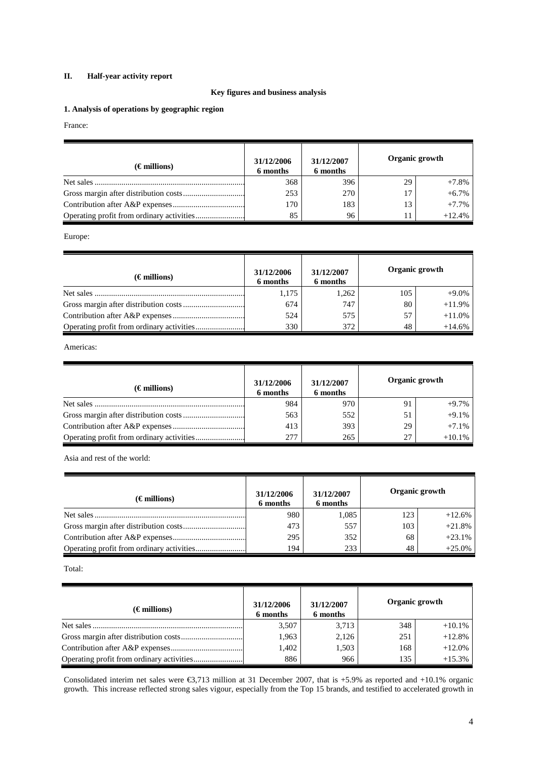## II. Half-year activity report

**Key figures and business analysis**

**1. Analysis of operations by geographic region**

France:

| (€ millions) | 31/12/2006 6 months | 31/12/2007 6 months | Organic growth | |
|---|---|---|---|---|
| Net sales | 368 | 396 | 29 | +7.8% |
| Gross margin after distribution costs | 253 | 270 | 17 | +6.7% |
| Contribution after A&P expenses | 170 | 183 | 13 | +7.7% |
| Operating profit from ordinary activities | 85 | 96 | 11 | +12.4% |

Europe:

| (€ millions) | 31/12/2006 6 months | 31/12/2007 6 months | Organic growth | |
|---|---|---|---|---|
| Net sales | 1,175 | 1,262 | 105 | +9.0% |
| Gross margin after distribution costs | 674 | 747 | 80 | +11.9% |
| Contribution after A&P expenses | 524 | 575 | 57 | +11.0% |
| Operating profit from ordinary activities | 330 | 372 | 48 | +14.6% |

Americas:

| (€ millions) | 31/12/2006 6 months | 31/12/2007 6 months | Organic growth | |
|---|---|---|---|---|
| Net sales | 984 | 970 | 91 | +9.7% |
| Gross margin after distribution costs | 563 | 552 | 51 | +9.1% |
| Contribution after A&P expenses | 413 | 393 | 29 | +7.1% |
| Operating profit from ordinary activities | 277 | 265 | 27 | +10.1% |

Asia and rest of the world:

| (€ millions) | 31/12/2006 6 months | 31/12/2007 6 months | Organic growth | |
|---|---|---|---|---|
| Net sales | 980 | 1,085 | 123 | +12.6% |
| Gross margin after distribution costs | 473 | 557 | 103 | +21.8% |
| Contribution after A&P expenses | 295 | 352 | 68 | +23.1% |
| Operating profit from ordinary activities | 194 | 233 | 48 | +25.0% |

Total:

| (€ millions) | 31/12/2006 6 months | 31/12/2007 6 months | Organic growth | |
|---|---|---|---|---|
| Net sales | 3,507 | 3,713 | 348 | +10.1% |
| Gross margin after distribution costs | 1,963 | 2,126 | 251 | +12.8% |
| Contribution after A&P expenses | 1,402 | 1,503 | 168 | +12.0% |
| Operating profit from ordinary activities | 886 | 966 | 135 | +15.3% |

Consolidated interim net sales were €3,713 million at 31 December 2007, that is +5.9% as reported and +10.1% organic growth. This increase reflected strong sales vigour, especially from the Top 15 brands, and testified to accelerated growth in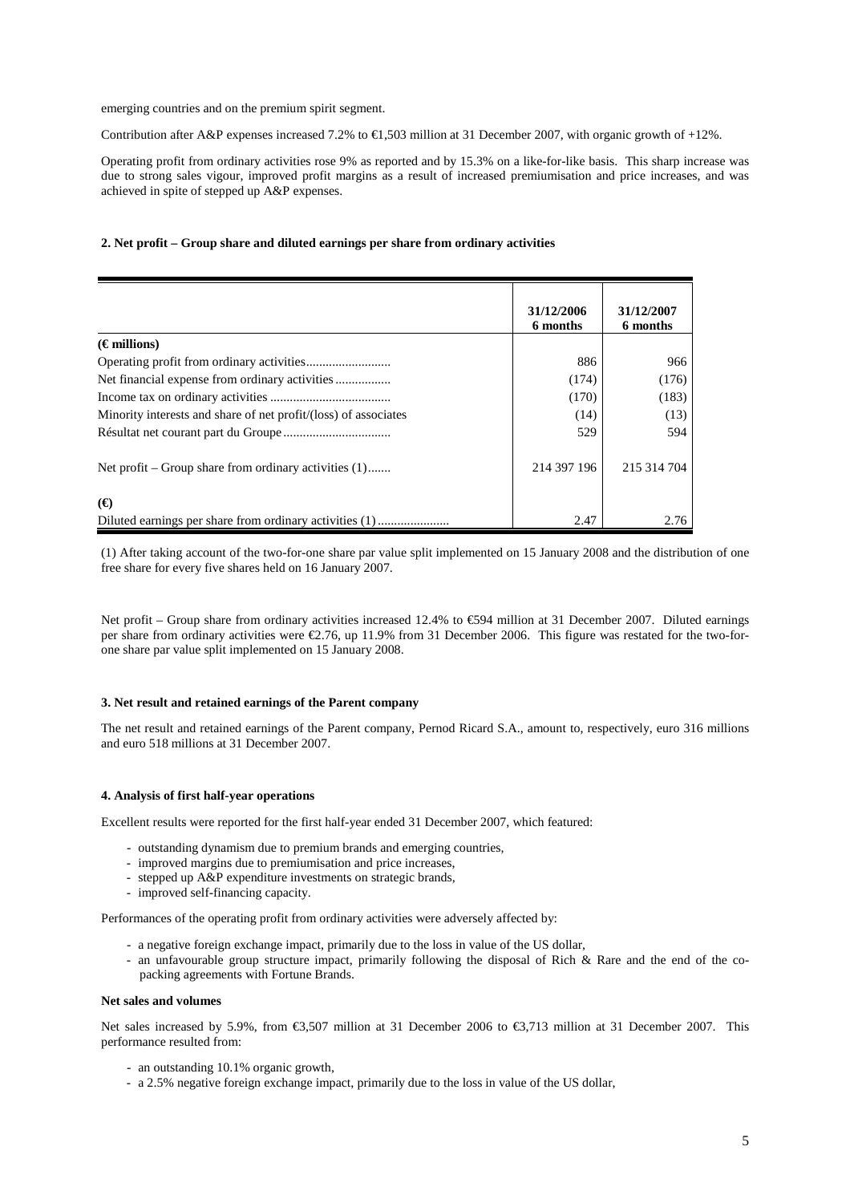emerging countries and on the premium spirit segment.

Contribution after A&P expenses increased 7.2% to €1,503 million at 31 December 2007, with organic growth of +12%.

Operating profit from ordinary activities rose 9% as reported and by 15.3% on a like-for-like basis. This sharp increase was due to strong sales vigour, improved profit margins as a result of increased premiumisation and price increases, and was achieved in spite of stepped up A&P expenses.

**2. Net profit – Group share and diluted earnings per share from ordinary activities**

| | 31/12/2006 6 months | 31/12/2007 6 months |
|---|---|---|
| **(€ millions)** | | |
| Operating profit from ordinary activities.......................... | 886 | 966 |
| Net financial expense from ordinary activities ................ | (174) | (176) |
| Income tax on ordinary activities .................................... | (170) | (183) |
| Minority interests and share of net profit/(loss) of associates | (14) | (13) |
| Résultat net courant part du Groupe ................................ | 529 | 594 |
| Net profit – Group share from ordinary activities (1)....... | 214 397 196 | 215 314 704 |
| **(€)** | | |
| Diluted earnings per share from ordinary activities (1) ...................... | 2.47 | 2.76 |

(1) After taking account of the two-for-one share par value split implemented on 15 January 2008 and the distribution of one free share for every five shares held on 16 January 2007.

Net profit – Group share from ordinary activities increased 12.4% to €594 million at 31 December 2007. Diluted earnings per share from ordinary activities were €2.76, up 11.9% from 31 December 2006. This figure was restated for the two-for-one share par value split implemented on 15 January 2008.

**3. Net result and retained earnings of the Parent company**

The net result and retained earnings of the Parent company, Pernod Ricard S.A., amount to, respectively, euro 316 millions and euro 518 millions at 31 December 2007.

**4. Analysis of first half-year operations**

Excellent results were reported for the first half-year ended 31 December 2007, which featured:

- outstanding dynamism due to premium brands and emerging countries,
- improved margins due to premiumisation and price increases,
- stepped up A&P expenditure investments on strategic brands,
- improved self-financing capacity.

Performances of the operating profit from ordinary activities were adversely affected by:

- a negative foreign exchange impact, primarily due to the loss in value of the US dollar,
- an unfavourable group structure impact, primarily following the disposal of Rich & Rare and the end of the co-packing agreements with Fortune Brands.

**Net sales and volumes**

Net sales increased by 5.9%, from €3,507 million at 31 December 2006 to €3,713 million at 31 December 2007. This performance resulted from:

- an outstanding 10.1% organic growth,
- a 2.5% negative foreign exchange impact, primarily due to the loss in value of the US dollar,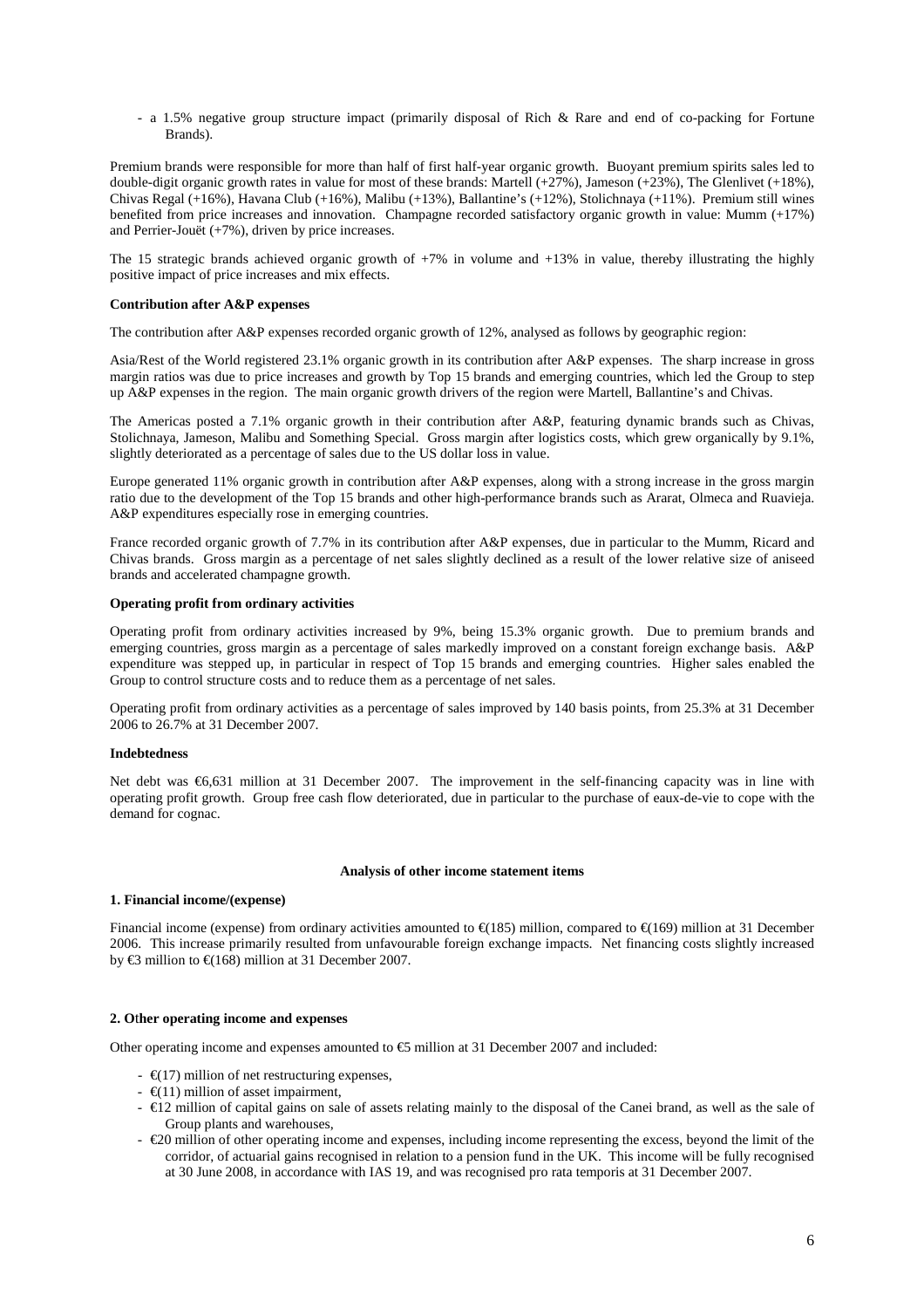- a 1.5% negative group structure impact (primarily disposal of Rich & Rare and end of co-packing for Fortune Brands).

Premium brands were responsible for more than half of first half-year organic growth. Buoyant premium spirits sales led to double-digit organic growth rates in value for most of these brands: Martell (+27%), Jameson (+23%), The Glenlivet (+18%), Chivas Regal (+16%), Havana Club (+16%), Malibu (+13%), Ballantine's (+12%), Stolichnaya (+11%). Premium still wines benefited from price increases and innovation. Champagne recorded satisfactory organic growth in value: Mumm (+17%) and Perrier-Jouët (+7%), driven by price increases.

The 15 strategic brands achieved organic growth of +7% in volume and +13% in value, thereby illustrating the highly positive impact of price increases and mix effects.

**Contribution after A&P expenses**

The contribution after A&P expenses recorded organic growth of 12%, analysed as follows by geographic region:

Asia/Rest of the World registered 23.1% organic growth in its contribution after A&P expenses. The sharp increase in gross margin ratios was due to price increases and growth by Top 15 brands and emerging countries, which led the Group to step up A&P expenses in the region. The main organic growth drivers of the region were Martell, Ballantine's and Chivas.

The Americas posted a 7.1% organic growth in their contribution after A&P, featuring dynamic brands such as Chivas, Stolichnaya, Jameson, Malibu and Something Special. Gross margin after logistics costs, which grew organically by 9.1%, slightly deteriorated as a percentage of sales due to the US dollar loss in value.

Europe generated 11% organic growth in contribution after A&P expenses, along with a strong increase in the gross margin ratio due to the development of the Top 15 brands and other high-performance brands such as Ararat, Olmeca and Ruavieja. A&P expenditures especially rose in emerging countries.

France recorded organic growth of 7.7% in its contribution after A&P expenses, due in particular to the Mumm, Ricard and Chivas brands. Gross margin as a percentage of net sales slightly declined as a result of the lower relative size of aniseed brands and accelerated champagne growth.

**Operating profit from ordinary activities**

Operating profit from ordinary activities increased by 9%, being 15.3% organic growth. Due to premium brands and emerging countries, gross margin as a percentage of sales markedly improved on a constant foreign exchange basis. A&P expenditure was stepped up, in particular in respect of Top 15 brands and emerging countries. Higher sales enabled the Group to control structure costs and to reduce them as a percentage of net sales.

Operating profit from ordinary activities as a percentage of sales improved by 140 basis points, from 25.3% at 31 December 2006 to 26.7% at 31 December 2007.

**Indebtedness**

Net debt was €6,631 million at 31 December 2007. The improvement in the self-financing capacity was in line with operating profit growth. Group free cash flow deteriorated, due in particular to the purchase of eaux-de-vie to cope with the demand for cognac.

**Analysis of other income statement items**

**1. Financial income/(expense)**

Financial income (expense) from ordinary activities amounted to €(185) million, compared to €(169) million at 31 December 2006. This increase primarily resulted from unfavourable foreign exchange impacts. Net financing costs slightly increased by €3 million to €(168) million at 31 December 2007.

**2. Other operating income and expenses**

Other operating income and expenses amounted to €5 million at 31 December 2007 and included:

- €(17) million of net restructuring expenses,
- €(11) million of asset impairment,
- €12 million of capital gains on sale of assets relating mainly to the disposal of the Canei brand, as well as the sale of Group plants and warehouses,
- €20 million of other operating income and expenses, including income representing the excess, beyond the limit of the corridor, of actuarial gains recognised in relation to a pension fund in the UK. This income will be fully recognised at 30 June 2008, in accordance with IAS 19, and was recognised pro rata temporis at 31 December 2007.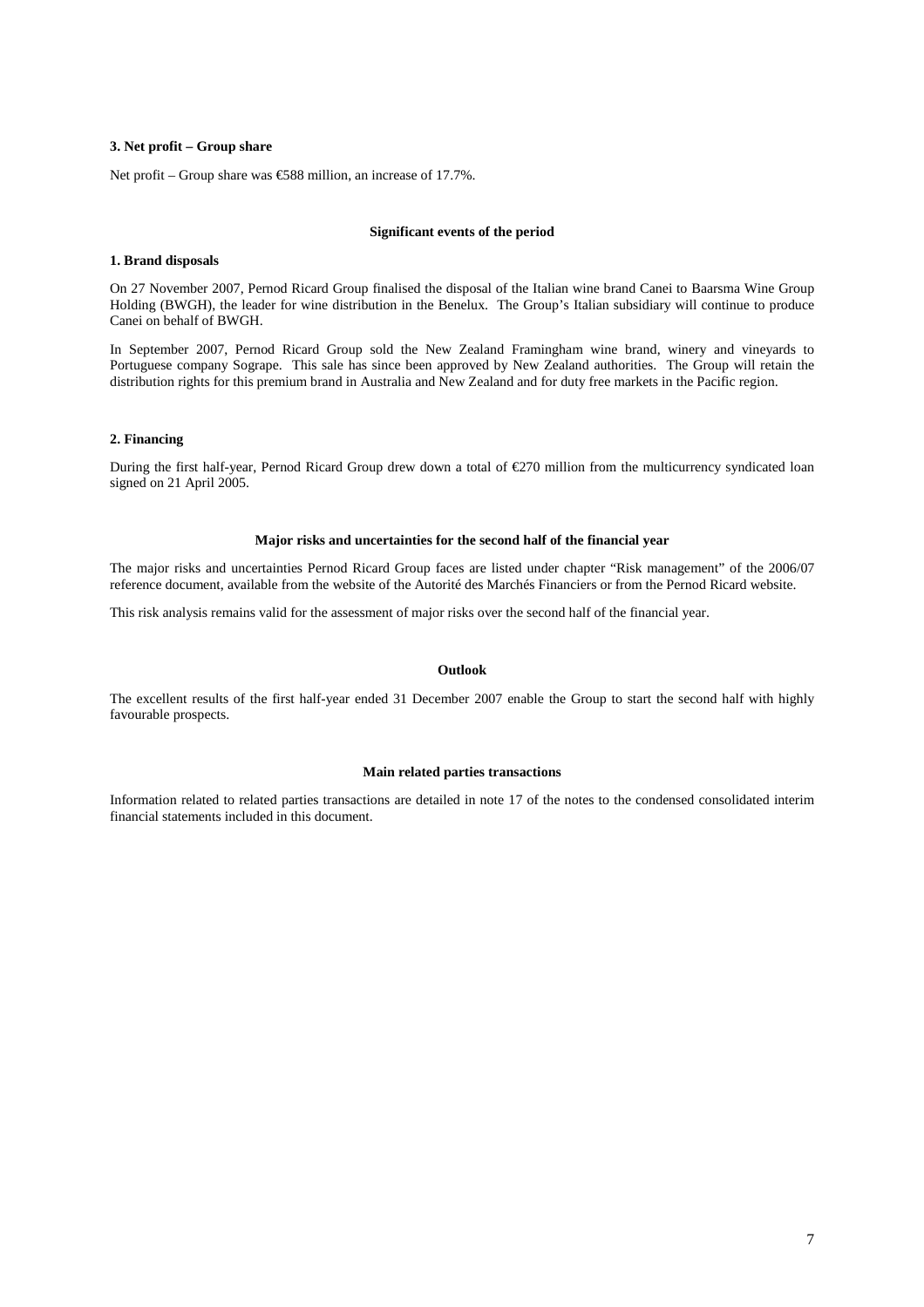**3. Net profit – Group share**

Net profit – Group share was €588 million, an increase of 17.7%.

## Significant events of the period

**1. Brand disposals**

On 27 November 2007, Pernod Ricard Group finalised the disposal of the Italian wine brand Canei to Baarsma Wine Group Holding (BWGH), the leader for wine distribution in the Benelux. The Group's Italian subsidiary will continue to produce Canei on behalf of BWGH.

In September 2007, Pernod Ricard Group sold the New Zealand Framingham wine brand, winery and vineyards to Portuguese company Sogrape. This sale has since been approved by New Zealand authorities. The Group will retain the distribution rights for this premium brand in Australia and New Zealand and for duty free markets in the Pacific region.

**2. Financing**

During the first half-year, Pernod Ricard Group drew down a total of €270 million from the multicurrency syndicated loan signed on 21 April 2005.

## Major risks and uncertainties for the second half of the financial year

The major risks and uncertainties Pernod Ricard Group faces are listed under chapter "Risk management" of the 2006/07 reference document, available from the website of the Autorité des Marchés Financiers or from the Pernod Ricard website.

This risk analysis remains valid for the assessment of major risks over the second half of the financial year.

## Outlook

The excellent results of the first half-year ended 31 December 2007 enable the Group to start the second half with highly favourable prospects.

## Main related parties transactions

Information related to related parties transactions are detailed in note 17 of the notes to the condensed consolidated interim financial statements included in this document.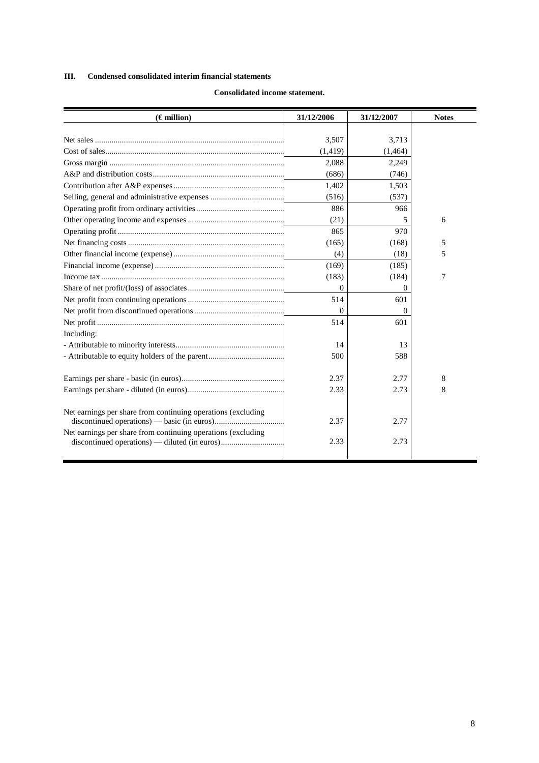## III. Condensed consolidated interim financial statements

### Consolidated income statement.

| (€ million) | 31/12/2006 | 31/12/2007 | Notes |
|---|---|---|---|
| Net sales | 3,507 | 3,713 | |
| Cost of sales | (1,419) | (1,464) | |
| Gross margin | 2,088 | 2,249 | |
| A&P and distribution costs | (686) | (746) | |
| Contribution after A&P expenses | 1,402 | 1,503 | |
| Selling, general and administrative expenses | (516) | (537) | |
| Operating profit from ordinary activities | 886 | 966 | |
| Other operating income and expenses | (21) | 5 | 6 |
| Operating profit | 865 | 970 | |
| Net financing costs | (165) | (168) | 5 |
| Other financial income (expense) | (4) | (18) | 5 |
| Financial income (expense) | (169) | (185) | |
| Income tax | (183) | (184) | 7 |
| Share of net profit/(loss) of associates | 0 | 0 | |
| Net profit from continuing operations | 514 | 601 | |
| Net profit from discontinued operations | 0 | 0 | |
| Net profit | 514 | 601 | |
| Including: | | | |
| - Attributable to minority interests | 14 | 13 | |
| - Attributable to equity holders of the parent | 500 | 588 | |
| Earnings per share - basic (in euros) | 2.37 | 2.77 | 8 |
| Earnings per share - diluted (in euros) | 2.33 | 2.73 | 8 |
| Net earnings per share from continuing operations (excluding discontinued operations) — basic (in euros) | 2.37 | 2.77 | |
| Net earnings per share from continuing operations (excluding discontinued operations) — diluted (in euros) | 2.33 | 2.73 | |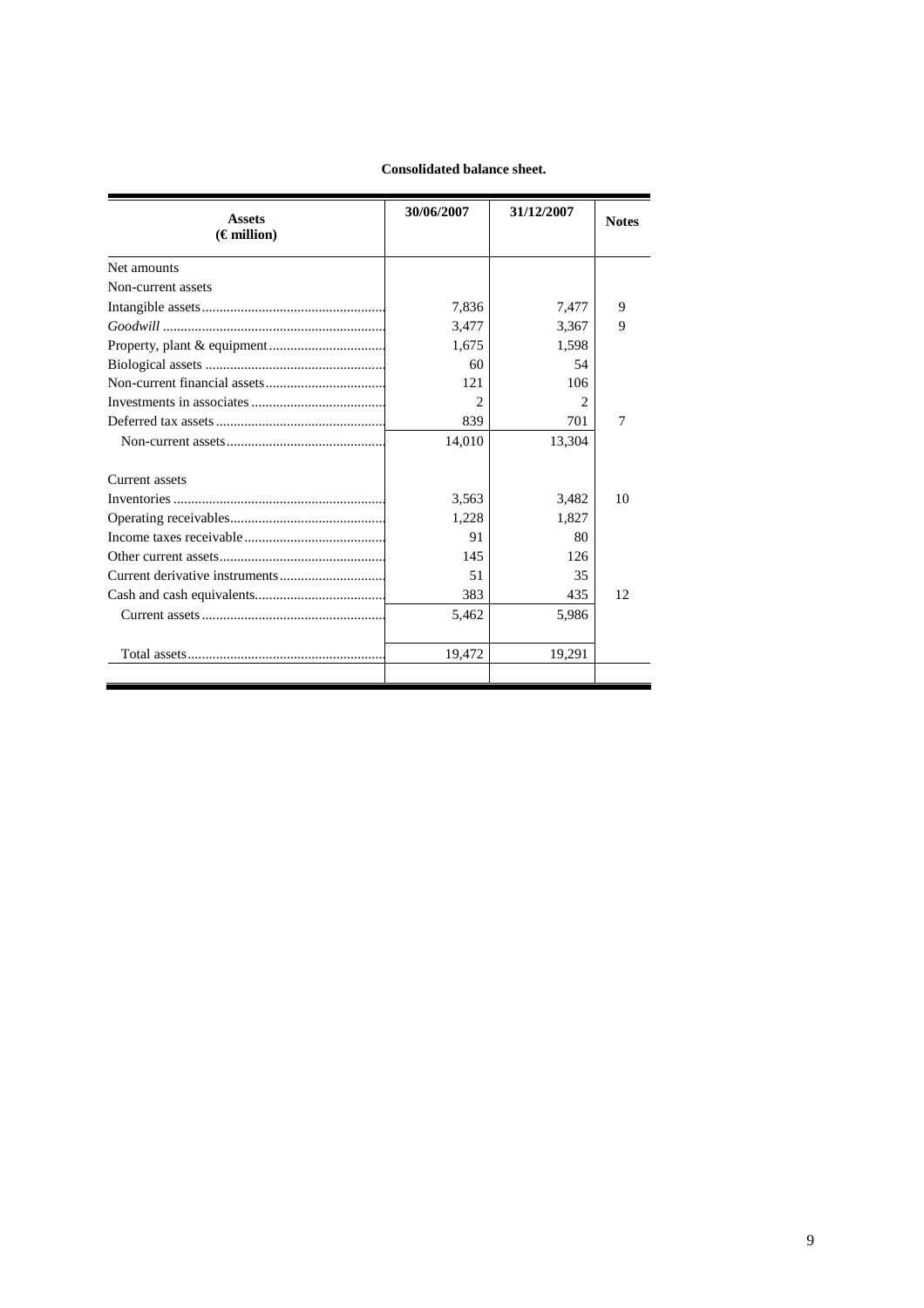**Consolidated balance sheet.**

| Assets (€ million) | 30/06/2007 | 31/12/2007 | Notes |
|---|---|---|---|
| Net amounts | | | |
| Non-current assets | | | |
| Intangible assets | 7,836 | 7,477 | 9 |
| *Goodwill* | 3,477 | 3,367 | 9 |
| Property, plant & equipment | 1,675 | 1,598 | |
| Biological assets | 60 | 54 | |
| Non-current financial assets | 121 | 106 | |
| Investments in associates | 2 | 2 | |
| Deferred tax assets | 839 | 701 | 7 |
| Non-current assets | 14,010 | 13,304 | |
| Current assets | | | |
| Inventories | 3,563 | 3,482 | 10 |
| Operating receivables | 1,228 | 1,827 | |
| Income taxes receivable | 91 | 80 | |
| Other current assets | 145 | 126 | |
| Current derivative instruments | 51 | 35 | |
| Cash and cash equivalents | 383 | 435 | 12 |
| Current assets | 5,462 | 5,986 | |
| Total assets | 19,472 | 19,291 | |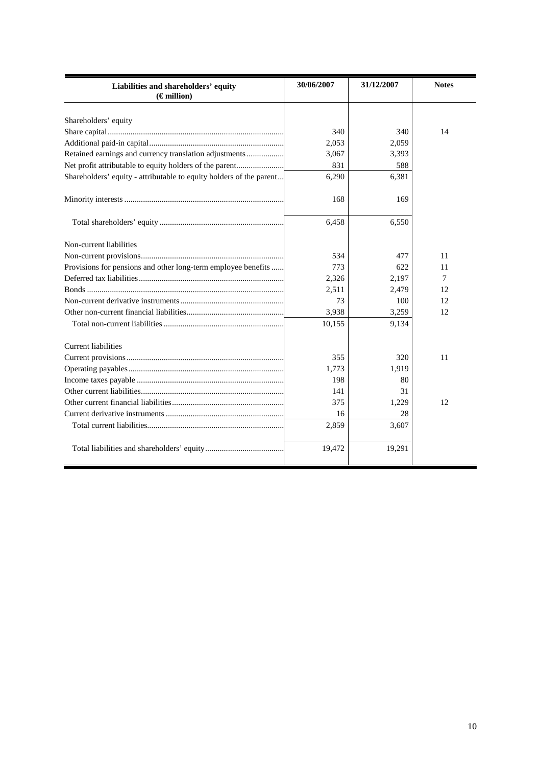| Liabilities and shareholders' equity (€ million) | 30/06/2007 | 31/12/2007 | Notes |
|---|---|---|---|
| Shareholders' equity | | | |
| Share capital | 340 | 340 | 14 |
| Additional paid-in capital | 2,053 | 2,059 | |
| Retained earnings and currency translation adjustments | 3,067 | 3,393 | |
| Net profit attributable to equity holders of the parent | 831 | 588 | |
| Shareholders' equity - attributable to equity holders of the parent | 6,290 | 6,381 | |
| Minority interests | 168 | 169 | |
| Total shareholders' equity | 6,458 | 6,550 | |
| Non-current liabilities | | | |
| Non-current provisions | 534 | 477 | 11 |
| Provisions for pensions and other long-term employee benefits | 773 | 622 | 11 |
| Deferred tax liabilities | 2,326 | 2,197 | 7 |
| Bonds | 2,511 | 2,479 | 12 |
| Non-current derivative instruments | 73 | 100 | 12 |
| Other non-current financial liabilities | 3,938 | 3,259 | 12 |
| Total non-current liabilities | 10,155 | 9,134 | |
| Current liabilities | | | |
| Current provisions | 355 | 320 | 11 |
| Operating payables | 1,773 | 1,919 | |
| Income taxes payable | 198 | 80 | |
| Other current liabilities | 141 | 31 | |
| Other current financial liabilities | 375 | 1,229 | 12 |
| Current derivative instruments | 16 | 28 | |
| Total current liabilities | 2,859 | 3,607 | |
| Total liabilities and shareholders' equity | 19,472 | 19,291 | |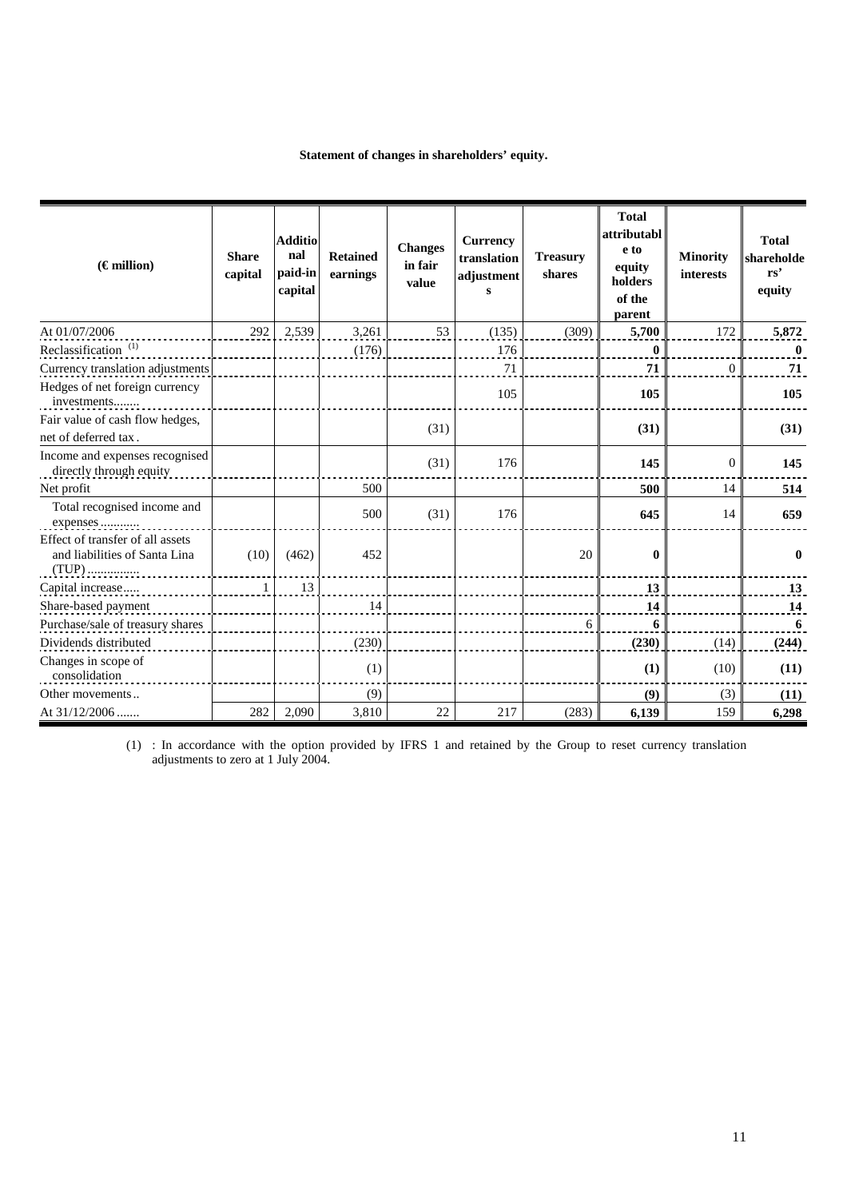**Statement of changes in shareholders' equity.**

| (€ million) | Share capital | Additional paid-in capital | Retained earnings | Changes in fair value | Currency translation adjustments | Treasury shares | Total attributable to equity holders of the parent | Minority interests | Total shareholders' equity |
|---|---|---|---|---|---|---|---|---|---|
| At 01/07/2006 | 292 | 2,539 | 3,261 | 53 | (135) | (309) | **5,700** | 172 | **5,872** |
| Reclassification [(1)] | | | (176) | | 176 | | **0** | | **0** |
| Currency translation adjustments | | | | | 71 | | **71** | 0 | **71** |
| Hedges of net foreign currency investments........ | | | | | 105 | | **105** | | **105** |
| Fair value of cash flow hedges, net of deferred tax . | | | | (31) | | | **(31)** | | **(31)** |
| Income and expenses recognised directly through equity | | | | (31) | 176 | | **145** | 0 | **145** |
| Net profit | | | 500 | | | | **500** | 14 | **514** |
| Total recognised income and expenses ............ | | | 500 | (31) | 176 | | **645** | 14 | **659** |
| Effect of transfer of all assets and liabilities of Santa Lina (TUP) ............... | (10) | (462) | 452 | | | 20 | **0** | | **0** |
| Capital increase..... | 1 | 13 | | | | | **13** | | **13** |
| Share-based payment | | | 14 | | | | **14** | | **14** |
| Purchase/sale of treasury shares | | | | | | 6 | **6** | | **6** |
| Dividends distributed | | | (230) | | | | **(230)** | (14) | **(244)** |
| Changes in scope of consolidation | | | (1) | | | | **(1)** | (10) | **(11)** |
| Other movements.. | | | (9) | | | | **(9)** | (3) | **(11)** |
| At 31/12/2006 ....... | 282 | 2,090 | 3,810 | 22 | 217 | (283) | **6,139** | 159 | **6,298** |

(1) : In accordance with the option provided by IFRS 1 and retained by the Group to reset currency translation adjustments to zero at 1 July 2004.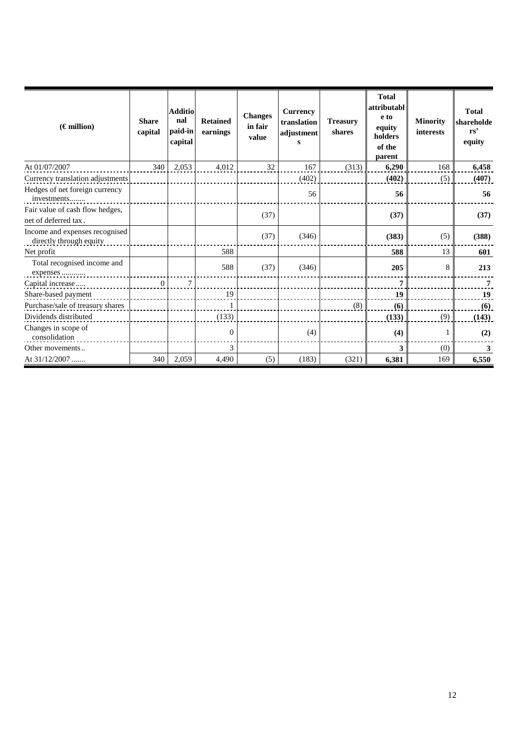| (€ million) | Share capital | Additional paid-in capital | Retained earnings | Changes in fair value | Currency translation adjustments | Treasury shares | Total attributable to equity holders of the parent | Minority interests | Total shareholders' equity |
|---|---|---|---|---|---|---|---|---|---|
| At 01/07/2007 | 340 | 2,053 | 4,012 | 32 | 167 | (313) | **6,290** | 168 | **6,458** |
| Currency translation adjustments | | | | | (402) | | **(402)** | (5) | **(407)** |
| Hedges of net foreign currency investments........ | | | | | 56 | | **56** | | **56** |
| Fair value of cash flow hedges, net of deferred tax . | | | | (37) | | | **(37)** | | **(37)** |
| Income and expenses recognised directly through equity | | | | (37) | (346) | | **(383)** | (5) | **(388)** |
| Net profit | | | 588 | | | | **588** | 13 | **601** |
| Total recognised income and expenses ........... | | | 588 | (37) | (346) | | **205** | 8 | **213** |
| Capital increase..... | 0 | 7 | | | | | **7** | | **7** |
| Share-based payment | | | 19 | | | | **19** | | **19** |
| Purchase/sale of treasury shares | | | 1 | | | (8) | **(6)** | | **(6)** |
| Dividends distributed | | | (133) | | | | **(133)** | (9) | **(143)** |
| Changes in scope of consolidation | | | 0 | | (4) | | **(4)** | 1 | **(2)** |
| Other movements.. | | | 3 | | | | **3** | (0) | **3** |
| At 31/12/2007 ....... | 340 | 2,059 | 4,490 | (5) | (183) | (321) | **6,381** | 169 | **6,550** |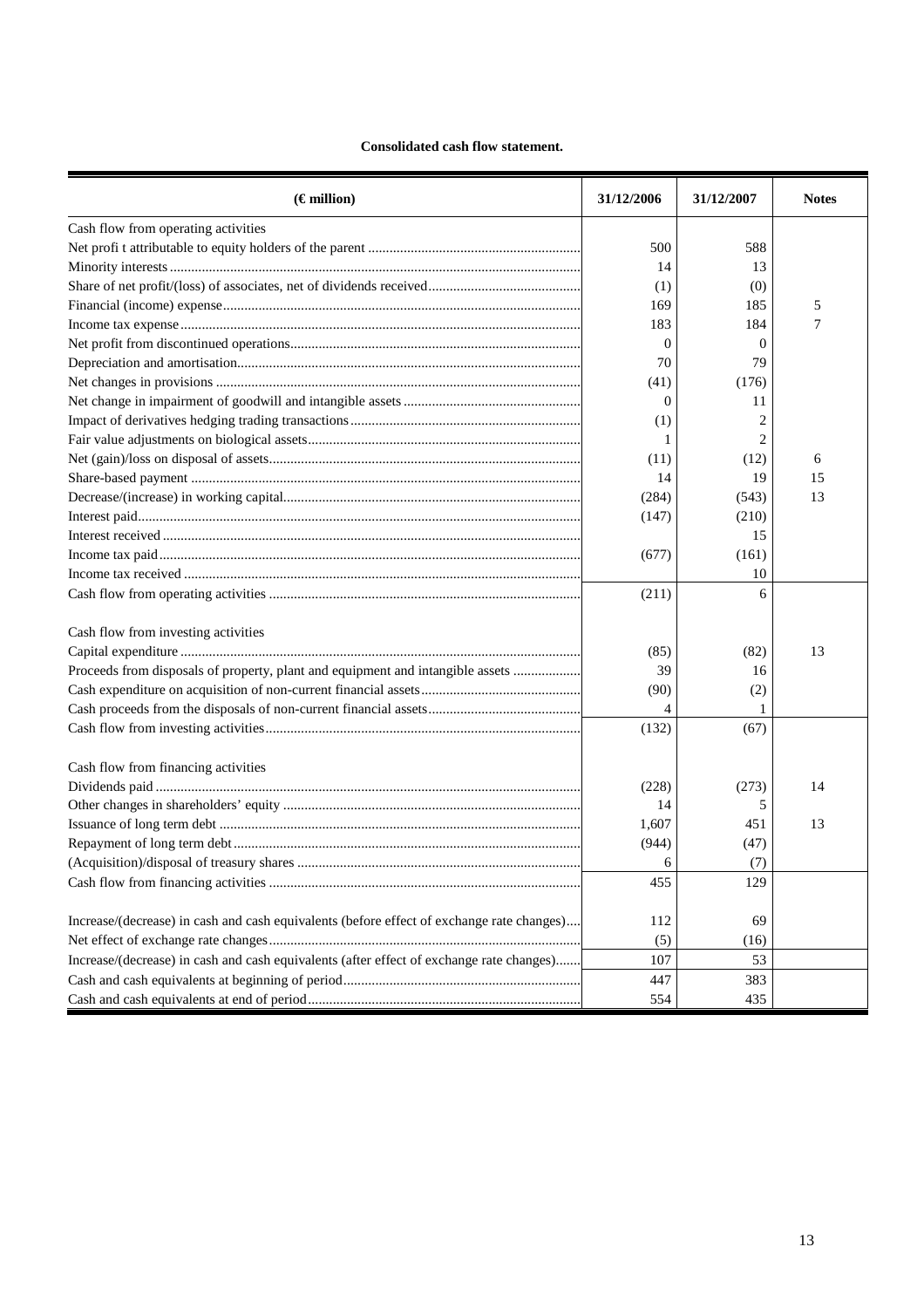**Consolidated cash flow statement.**

| (€ million) | 31/12/2006 | 31/12/2007 | Notes |
|---|---|---|---|
| Cash flow from operating activities | | | |
| Net profi t attributable to equity holders of the parent | 500 | 588 | |
| Minority interests | 14 | 13 | |
| Share of net profit/(loss) of associates, net of dividends received | (1) | (0) | |
| Financial (income) expense | 169 | 185 | 5 |
| Income tax expense | 183 | 184 | 7 |
| Net profit from discontinued operations | 0 | 0 | |
| Depreciation and amortisation | 70 | 79 | |
| Net changes in provisions | (41) | (176) | |
| Net change in impairment of goodwill and intangible assets | 0 | 11 | |
| Impact of derivatives hedging trading transactions | (1) | 2 | |
| Fair value adjustments on biological assets | 1 | 2 | |
| Net (gain)/loss on disposal of assets | (11) | (12) | 6 |
| Share-based payment | 14 | 19 | 15 |
| Decrease/(increase) in working capital | (284) | (543) | 13 |
| Interest paid | (147) | (210) | |
| Interest received | | 15 | |
| Income tax paid | (677) | (161) | |
| Income tax received | | 10 | |
| Cash flow from operating activities | (211) | 6 | |
| Cash flow from investing activities | | | |
| Capital expenditure | (85) | (82) | 13 |
| Proceeds from disposals of property, plant and equipment and intangible assets | 39 | 16 | |
| Cash expenditure on acquisition of non-current financial assets | (90) | (2) | |
| Cash proceeds from the disposals of non-current financial assets | 4 | 1 | |
| Cash flow from investing activities | (132) | (67) | |
| Cash flow from financing activities | | | |
| Dividends paid | (228) | (273) | 14 |
| Other changes in shareholders' equity | 14 | 5 | |
| Issuance of long term debt | 1,607 | 451 | 13 |
| Repayment of long term debt | (944) | (47) | |
| (Acquisition)/disposal of treasury shares | 6 | (7) | |
| Cash flow from financing activities | 455 | 129 | |
| Increase/(decrease) in cash and cash equivalents (before effect of exchange rate changes) | 112 | 69 | |
| Net effect of exchange rate changes | (5) | (16) | |
| Increase/(decrease) in cash and cash equivalents (after effect of exchange rate changes) | 107 | 53 | |
| Cash and cash equivalents at beginning of period | 447 | 383 | |
| Cash and cash equivalents at end of period | 554 | 435 | |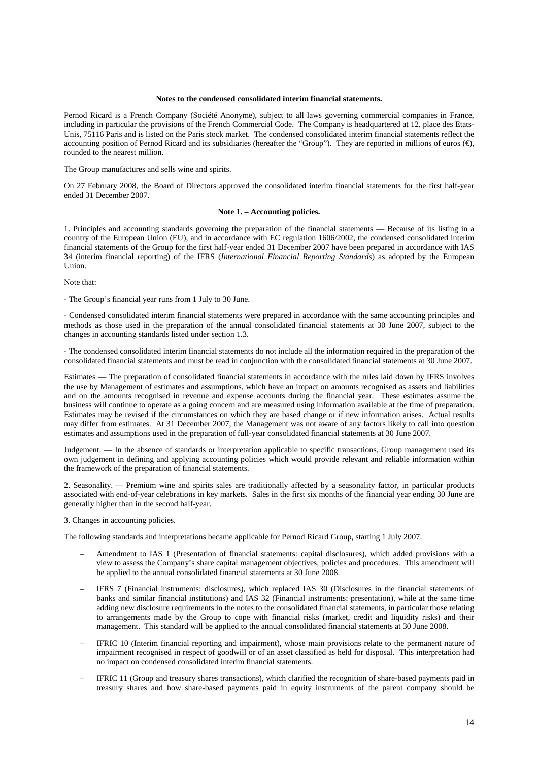**Notes to the condensed consolidated interim financial statements.**

Pernod Ricard is a French Company (Société Anonyme), subject to all laws governing commercial companies in France, including in particular the provisions of the French Commercial Code. The Company is headquartered at 12, place des Etats-Unis, 75116 Paris and is listed on the Paris stock market. The condensed consolidated interim financial statements reflect the accounting position of Pernod Ricard and its subsidiaries (hereafter the "Group"). They are reported in millions of euros (€), rounded to the nearest million.

The Group manufactures and sells wine and spirits.

On 27 February 2008, the Board of Directors approved the consolidated interim financial statements for the first half-year ended 31 December 2007.

**Note 1. – Accounting policies.**

1. Principles and accounting standards governing the preparation of the financial statements — Because of its listing in a country of the European Union (EU), and in accordance with EC regulation 1606/2002, the condensed consolidated interim financial statements of the Group for the first half-year ended 31 December 2007 have been prepared in accordance with IAS 34 (interim financial reporting) of the IFRS (*International Financial Reporting Standards*) as adopted by the European Union.

Note that:

- The Group's financial year runs from 1 July to 30 June.

- Condensed consolidated interim financial statements were prepared in accordance with the same accounting principles and methods as those used in the preparation of the annual consolidated financial statements at 30 June 2007, subject to the changes in accounting standards listed under section 1.3.

- The condensed consolidated interim financial statements do not include all the information required in the preparation of the consolidated financial statements and must be read in conjunction with the consolidated financial statements at 30 June 2007.

Estimates — The preparation of consolidated financial statements in accordance with the rules laid down by IFRS involves the use by Management of estimates and assumptions, which have an impact on amounts recognised as assets and liabilities and on the amounts recognised in revenue and expense accounts during the financial year. These estimates assume the business will continue to operate as a going concern and are measured using information available at the time of preparation. Estimates may be revised if the circumstances on which they are based change or if new information arises. Actual results may differ from estimates. At 31 December 2007, the Management was not aware of any factors likely to call into question estimates and assumptions used in the preparation of full-year consolidated financial statements at 30 June 2007.

Judgement. — In the absence of standards or interpretation applicable to specific transactions, Group management used its own judgement in defining and applying accounting policies which would provide relevant and reliable information within the framework of the preparation of financial statements.

2. Seasonality. — Premium wine and spirits sales are traditionally affected by a seasonality factor, in particular products associated with end-of-year celebrations in key markets. Sales in the first six months of the financial year ending 30 June are generally higher than in the second half-year.

3. Changes in accounting policies.

The following standards and interpretations became applicable for Pernod Ricard Group, starting 1 July 2007:

– Amendment to IAS 1 (Presentation of financial statements: capital disclosures), which added provisions with a view to assess the Company's share capital management objectives, policies and procedures. This amendment will be applied to the annual consolidated financial statements at 30 June 2008.

– IFRS 7 (Financial instruments: disclosures), which replaced IAS 30 (Disclosures in the financial statements of banks and similar financial institutions) and IAS 32 (Financial instruments: presentation), while at the same time adding new disclosure requirements in the notes to the consolidated financial statements, in particular those relating to arrangements made by the Group to cope with financial risks (market, credit and liquidity risks) and their management. This standard will be applied to the annual consolidated financial statements at 30 June 2008.

– IFRIC 10 (Interim financial reporting and impairment), whose main provisions relate to the permanent nature of impairment recognised in respect of goodwill or of an asset classified as held for disposal. This interpretation had no impact on condensed consolidated interim financial statements.

– IFRIC 11 (Group and treasury shares transactions), which clarified the recognition of share-based payments paid in treasury shares and how share-based payments paid in equity instruments of the parent company should be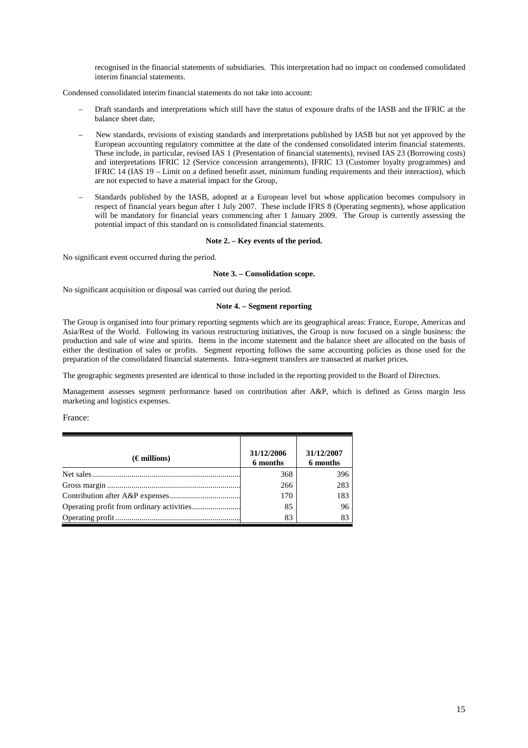recognised in the financial statements of subsidiaries. This interpretation had no impact on condensed consolidated interim financial statements.

Condensed consolidated interim financial statements do not take into account:

- Draft standards and interpretations which still have the status of exposure drafts of the IASB and the IFRIC at the balance sheet date,
- New standards, revisions of existing standards and interpretations published by IASB but not yet approved by the European accounting regulatory committee at the date of the condensed consolidated interim financial statements. These include, in particular, revised IAS 1 (Presentation of financial statements), revised IAS 23 (Borrowing costs) and interpretations IFRIC 12 (Service concession arrangements), IFRIC 13 (Customer loyalty programmes) and IFRIC 14 (IAS 19 – Limit on a defined benefit asset, minimum funding requirements and their interaction), which are not expected to have a material impact for the Group,
- Standards published by the IASB, adopted at a European level but whose application becomes compulsory in respect of financial years begun after 1 July 2007. These include IFRS 8 (Operating segments), whose application will be mandatory for financial years commencing after 1 January 2009. The Group is currently assessing the potential impact of this standard on is consolidated financial statements.

**Note 2. – Key events of the period.**

No significant event occurred during the period.

**Note 3. – Consolidation scope.**

No significant acquisition or disposal was carried out during the period.

**Note 4. – Segment reporting**

The Group is organised into four primary reporting segments which are its geographical areas: France, Europe, Americas and Asia/Rest of the World. Following its various restructuring initiatives, the Group is now focused on a single business: the production and sale of wine and spirits. Items in the income statement and the balance sheet are allocated on the basis of either the destination of sales or profits. Segment reporting follows the same accounting policies as those used for the preparation of the consolidated financial statements. Intra-segment transfers are transacted at market prices.

The geographic segments presented are identical to those included in the reporting provided to the Board of Directors.

Management assesses segment performance based on contribution after A&P, which is defined as Gross margin less marketing and logistics expenses.

France:

| (€ millions) | 31/12/2006 6 months | 31/12/2007 6 months |
|---|---|---|
| Net sales | 368 | 396 |
| Gross margin | 266 | 283 |
| Contribution after A&P expenses | 170 | 183 |
| Operating profit from ordinary activities | 85 | 96 |
| Operating profit | 83 | 83 |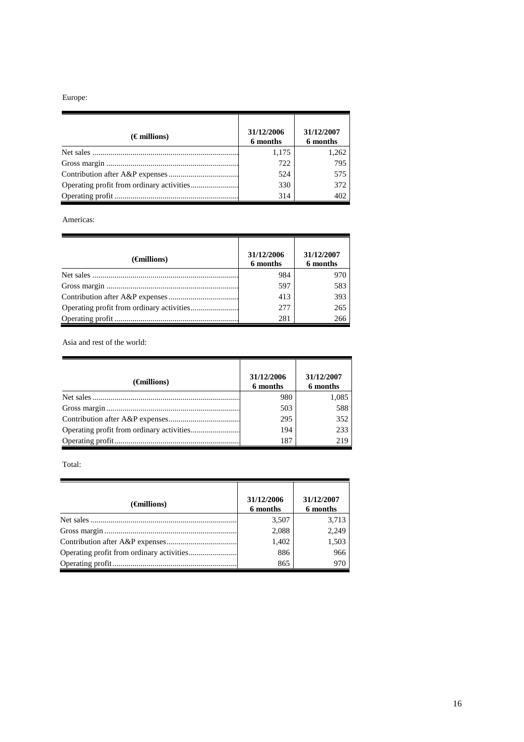Europe:

| (€ millions) | 31/12/2006 6 months | 31/12/2007 6 months |
|---|---|---|
| Net sales | 1,175 | 1,262 |
| Gross margin | 722 | 795 |
| Contribution after A&P expenses | 524 | 575 |
| Operating profit from ordinary activities | 330 | 372 |
| Operating profit | 314 | 402 |

Americas:

| (€millions) | 31/12/2006 6 months | 31/12/2007 6 months |
|---|---|---|
| Net sales | 984 | 970 |
| Gross margin | 597 | 583 |
| Contribution after A&P expenses | 413 | 393 |
| Operating profit from ordinary activities | 277 | 265 |
| Operating profit | 281 | 266 |

Asia and rest of the world:

| (€millions) | 31/12/2006 6 months | 31/12/2007 6 months |
|---|---|---|
| Net sales | 980 | 1,085 |
| Gross margin | 503 | 588 |
| Contribution after A&P expenses | 295 | 352 |
| Operating profit from ordinary activities | 194 | 233 |
| Operating profit | 187 | 219 |

Total:

| (€millions) | 31/12/2006 6 months | 31/12/2007 6 months |
|---|---|---|
| Net sales | 3,507 | 3,713 |
| Gross margin | 2,088 | 2,249 |
| Contribution after A&P expenses | 1,402 | 1,503 |
| Operating profit from ordinary activities | 886 | 966 |
| Operating profit | 865 | 970 |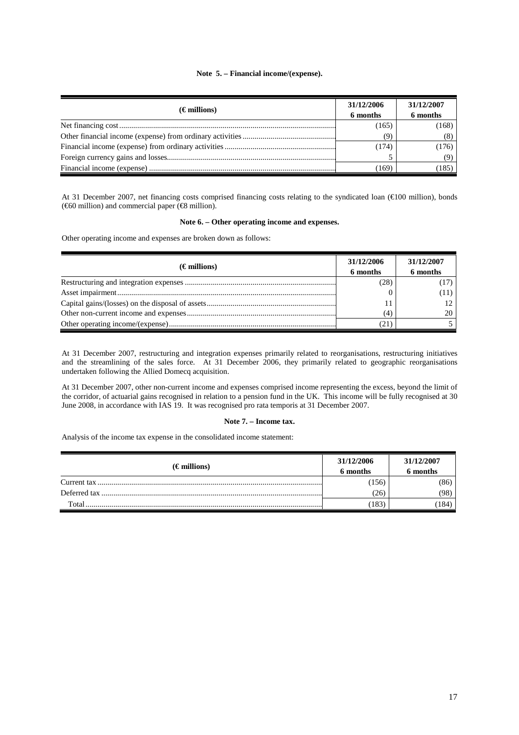### Note 5. – Financial income/(expense).

| (€ millions) | 31/12/2006 6 months | 31/12/2007 6 months |
|---|---|---|
| Net financing cost | (165) | (168) |
| Other financial income (expense) from ordinary activities | (9) | (8) |
| Financial income (expense) from ordinary activities | (174) | (176) |
| Foreign currency gains and losses | 5 | (9) |
| Financial income (expense) | (169) | (185) |

At 31 December 2007, net financing costs comprised financing costs relating to the syndicated loan (€100 million), bonds (€60 million) and commercial paper (€8 million).

### Note 6. – Other operating income and expenses.

Other operating income and expenses are broken down as follows:

| (€ millions) | 31/12/2006 6 months | 31/12/2007 6 months |
|---|---|---|
| Restructuring and integration expenses | (28) | (17) |
| Asset impairment | 0 | (11) |
| Capital gains/(losses) on the disposal of assets | 11 | 12 |
| Other non-current income and expenses | (4) | 20 |
| Other operating income/(expense) | (21) | 5 |

At 31 December 2007, restructuring and integration expenses primarily related to reorganisations, restructuring initiatives and the streamlining of the sales force. At 31 December 2006, they primarily related to geographic reorganisations undertaken following the Allied Domecq acquisition.

At 31 December 2007, other non-current income and expenses comprised income representing the excess, beyond the limit of the corridor, of actuarial gains recognised in relation to a pension fund in the UK. This income will be fully recognised at 30 June 2008, in accordance with IAS 19. It was recognised pro rata temporis at 31 December 2007.

### Note 7. – Income tax.

Analysis of the income tax expense in the consolidated income statement:

| (€ millions) | 31/12/2006 6 months | 31/12/2007 6 months |
|---|---|---|
| Current tax | (156) | (86) |
| Deferred tax | (26) | (98) |
| Total | (183) | (184) |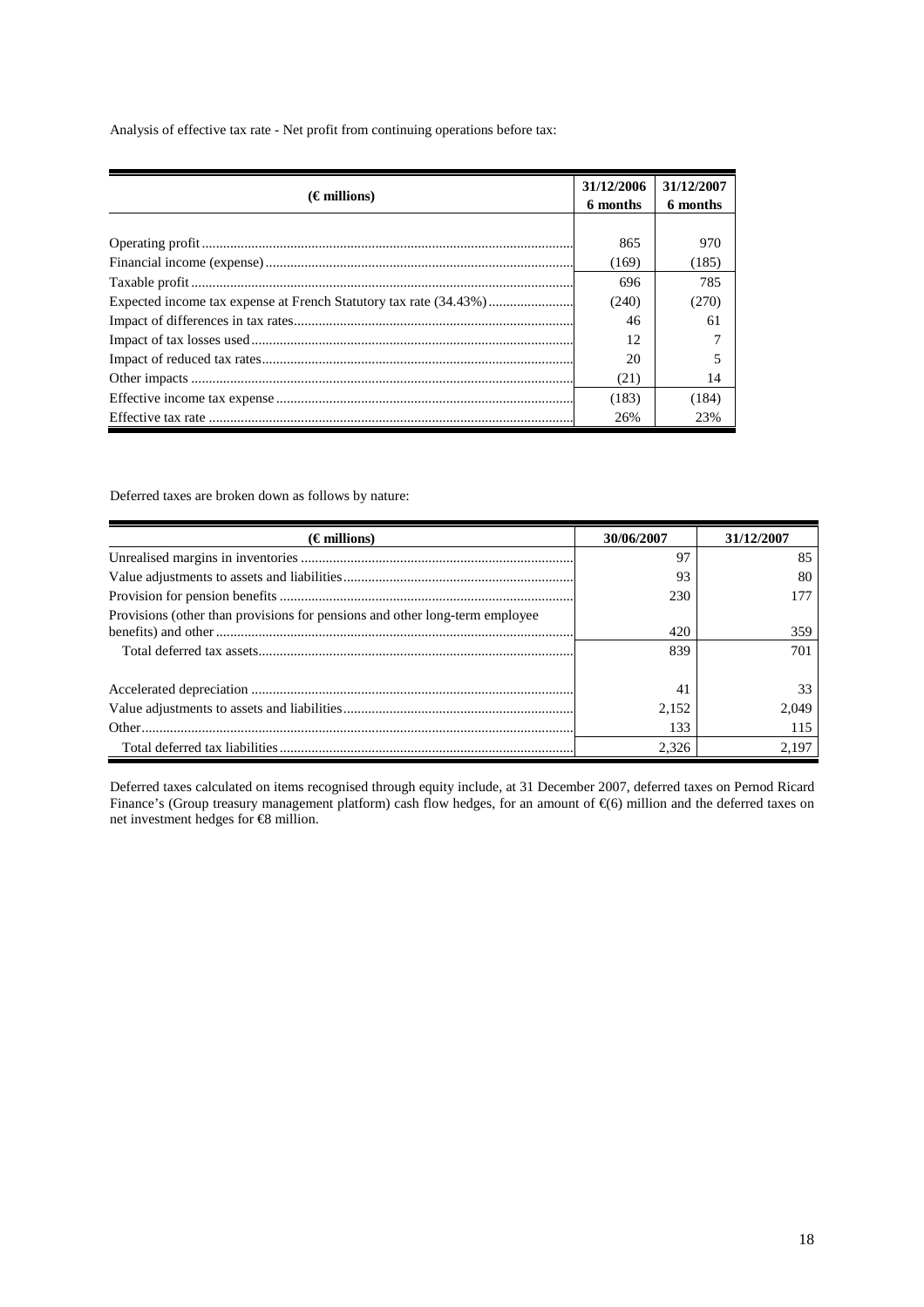Analysis of effective tax rate - Net profit from continuing operations before tax:

| (€ millions) | 31/12/2006<br>6 months | 31/12/2007<br>6 months |
|---|---|---|
| Operating profit | 865 | 970 |
| Financial income (expense) | (169) | (185) |
| Taxable profit | 696 | 785 |
| Expected income tax expense at French Statutory tax rate (34.43%) | (240) | (270) |
| Impact of differences in tax rates | 46 | 61 |
| Impact of tax losses used | 12 | 7 |
| Impact of reduced tax rates | 20 | 5 |
| Other impacts | (21) | 14 |
| Effective income tax expense | (183) | (184) |
| Effective tax rate | 26% | 23% |

Deferred taxes are broken down as follows by nature:

| (€ millions) | 30/06/2007 | 31/12/2007 |
|---|---|---|
| Unrealised margins in inventories | 97 | 85 |
| Value adjustments to assets and liabilities | 93 | 80 |
| Provision for pension benefits | 230 | 177 |
| Provisions (other than provisions for pensions and other long-term employee benefits) and other | 420 | 359 |
| Total deferred tax assets | 839 | 701 |
| | | |
| Accelerated depreciation | 41 | 33 |
| Value adjustments to assets and liabilities | 2,152 | 2,049 |
| Other | 133 | 115 |
| Total deferred tax liabilities | 2,326 | 2,197 |

Deferred taxes calculated on items recognised through equity include, at 31 December 2007, deferred taxes on Pernod Ricard Finance's (Group treasury management platform) cash flow hedges, for an amount of €(6) million and the deferred taxes on net investment hedges for €8 million.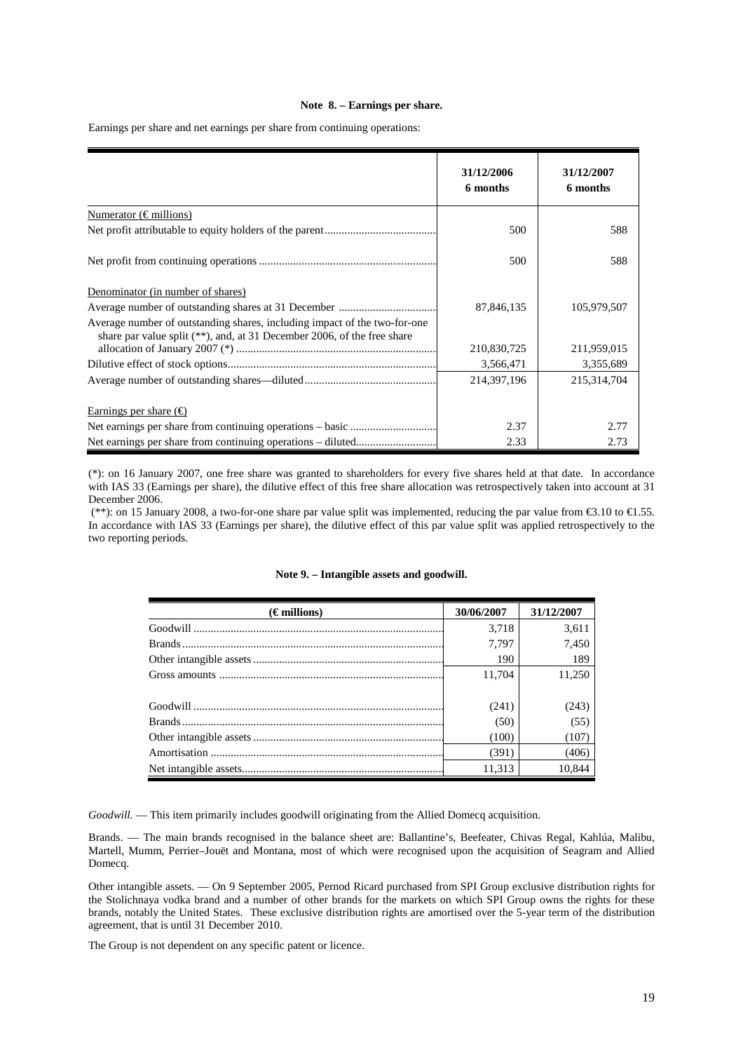#### Note 8. – Earnings per share.

Earnings per share and net earnings per share from continuing operations:

| | 31/12/2006 6 months | 31/12/2007 6 months |
|---|---|---|
| Numerator (€ millions) | | |
| Net profit attributable to equity holders of the parent | 500 | 588 |
| Net profit from continuing operations | 500 | 588 |
| Denominator (in number of shares) | | |
| Average number of outstanding shares at 31 December | 87,846,135 | 105,979,507 |
| Average number of outstanding shares, including impact of the two-for-one share par value split (**), and, at 31 December 2006, of the free share allocation of January 2007 (*) | 210,830,725 | 211,959,015 |
| Dilutive effect of stock options | 3,566,471 | 3,355,689 |
| Average number of outstanding shares—diluted | 214,397,196 | 215,314,704 |
| Earnings per share (€) | | |
| Net earnings per share from continuing operations – basic | 2.37 | 2.77 |
| Net earnings per share from continuing operations – diluted | 2.33 | 2.73 |

(*): on 16 January 2007, one free share was granted to shareholders for every five shares held at that date. In accordance with IAS 33 (Earnings per share), the dilutive effect of this free share allocation was retrospectively taken into account at 31 December 2006.

(**): on 15 January 2008, a two-for-one share par value split was implemented, reducing the par value from €3.10 to €1.55. In accordance with IAS 33 (Earnings per share), the dilutive effect of this par value split was applied retrospectively to the two reporting periods.

#### Note 9. – Intangible assets and goodwill.

| (€ millions) | 30/06/2007 | 31/12/2007 |
|---|---|---|
| Goodwill | 3,718 | 3,611 |
| Brands | 7,797 | 7,450 |
| Other intangible assets | 190 | 189 |
| Gross amounts | 11,704 | 11,250 |
| Goodwill | (241) | (243) |
| Brands | (50) | (55) |
| Other intangible assets | (100) | (107) |
| Amortisation | (391) | (406) |
| Net intangible assets | 11,313 | 10,844 |

*Goodwill.* — This item primarily includes goodwill originating from the Allied Domecq acquisition.

Brands. — The main brands recognised in the balance sheet are: Ballantine's, Beefeater, Chivas Regal, Kahlúa, Malibu, Martell, Mumm, Perrier–Jouët and Montana, most of which were recognised upon the acquisition of Seagram and Allied Domecq.

Other intangible assets. — On 9 September 2005, Pernod Ricard purchased from SPI Group exclusive distribution rights for the Stolichnaya vodka brand and a number of other brands for the markets on which SPI Group owns the rights for these brands, notably the United States. These exclusive distribution rights are amortised over the 5-year term of the distribution agreement, that is until 31 December 2010.

The Group is not dependent on any specific patent or licence.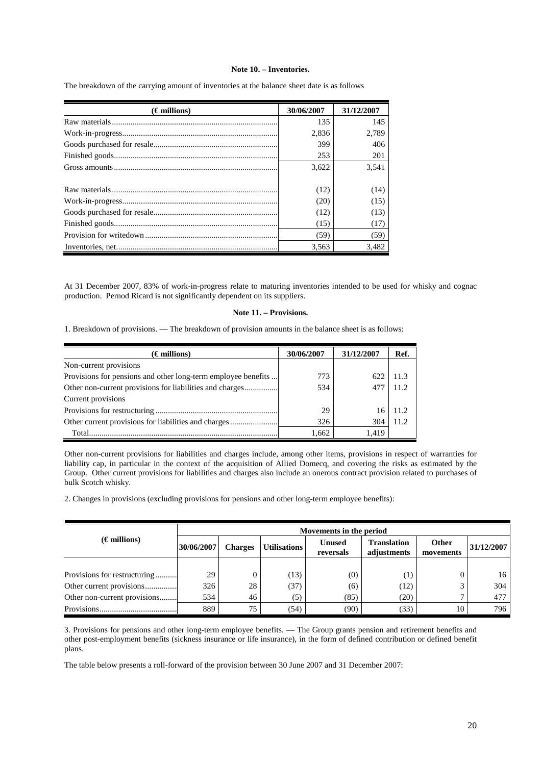**Note 10. – Inventories.**

The breakdown of the carrying amount of inventories at the balance sheet date is as follows

| (€ millions) | 30/06/2007 | 31/12/2007 |
|---|---|---|
| Raw materials | 135 | 145 |
| Work-in-progress | 2,836 | 2,789 |
| Goods purchased for resale | 399 | 406 |
| Finished goods | 253 | 201 |
| Gross amounts | 3,622 | 3,541 |
| | | |
| Raw materials | (12) | (14) |
| Work-in-progress | (20) | (15) |
| Goods purchased for resale | (12) | (13) |
| Finished goods | (15) | (17) |
| Provision for writedown | (59) | (59) |
| Inventories, net | 3,563 | 3,482 |

At 31 December 2007, 83% of work-in-progress relate to maturing inventories intended to be used for whisky and cognac production. Pernod Ricard is not significantly dependent on its suppliers.

**Note 11. – Provisions.**

1. Breakdown of provisions. — The breakdown of provision amounts in the balance sheet is as follows:

| (€ millions) | 30/06/2007 | 31/12/2007 | Ref. |
|---|---|---|---|
| Non-current provisions | | | |
| Provisions for pensions and other long-term employee benefits | 773 | 622 | 11.3 |
| Other non-current provisions for liabilities and charges | 534 | 477 | 11.2 |
| Current provisions | | | |
| Provisions for restructuring | 29 | 16 | 11.2 |
| Other current provisions for liabilities and charges | 326 | 304 | 11.2 |
| Total | 1,662 | 1,419 | |

Other non-current provisions for liabilities and charges include, among other items, provisions in respect of warranties for liability cap, in particular in the context of the acquisition of Allied Domecq, and covering the risks as estimated by the Group. Other current provisions for liabilities and charges also include an onerous contract provision related to purchases of bulk Scotch whisky.

2. Changes in provisions (excluding provisions for pensions and other long-term employee benefits):

| (€ millions) | Movements in the period | | | | | | |
|---|---|---|---|---|---|---|---|
| | 30/06/2007 | Charges | Utilisations | Unused reversals | Translation adjustments | Other movements | 31/12/2007 |
| Provisions for restructuring | 29 | 0 | (13) | (0) | (1) | 0 | 16 |
| Other current provisions | 326 | 28 | (37) | (6) | (12) | 3 | 304 |
| Other non-current provisions | 534 | 46 | (5) | (85) | (20) | 7 | 477 |
| Provisions | 889 | 75 | (54) | (90) | (33) | 10 | 796 |

3. Provisions for pensions and other long-term employee benefits. — The Group grants pension and retirement benefits and other post-employment benefits (sickness insurance or life insurance), in the form of defined contribution or defined benefit plans.

The table below presents a roll-forward of the provision between 30 June 2007 and 31 December 2007: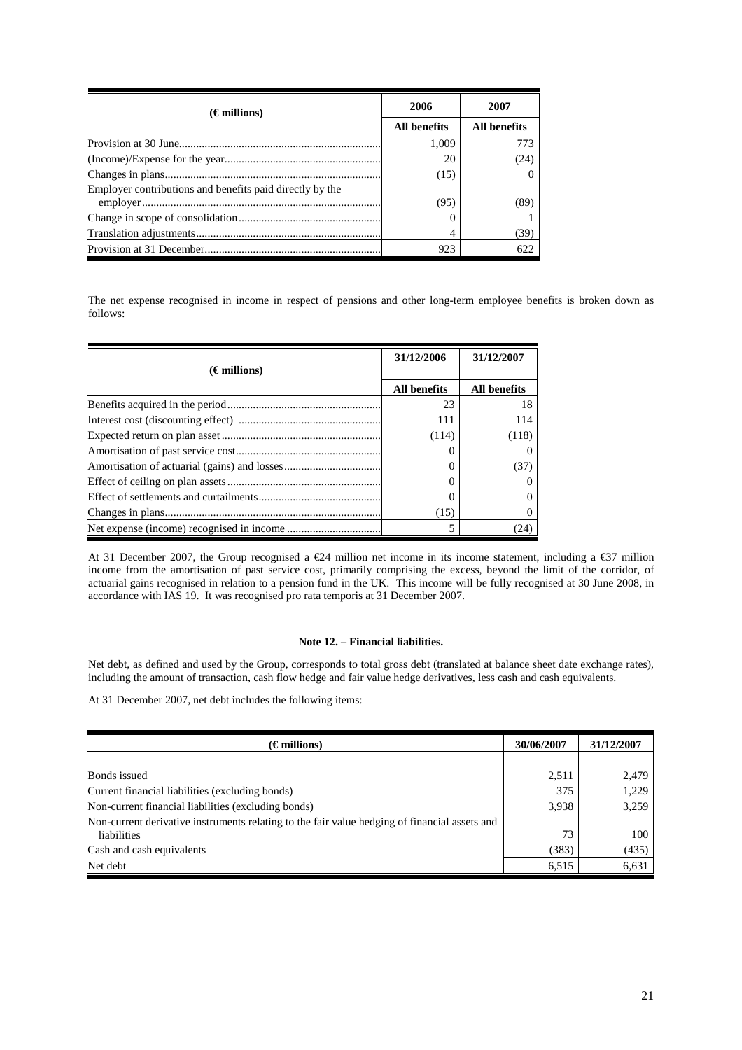| (€ millions) | 2006 | 2007 |
|---|---|---|
| | All benefits | All benefits |
| Provision at 30 June | 1,009 | 773 |
| (Income)/Expense for the year | 20 | (24) |
| Changes in plans | (15) | 0 |
| Employer contributions and benefits paid directly by the employer | (95) | (89) |
| Change in scope of consolidation | 0 | 1 |
| Translation adjustments | 4 | (39) |
| Provision at 31 December | 923 | 622 |

The net expense recognised in income in respect of pensions and other long-term employee benefits is broken down as follows:

| (€ millions) | 31/12/2006 | 31/12/2007 |
|---|---|---|
| | All benefits | All benefits |
| Benefits acquired in the period | 23 | 18 |
| Interest cost (discounting effect) | 111 | 114 |
| Expected return on plan asset | (114) | (118) |
| Amortisation of past service cost | 0 | 0 |
| Amortisation of actuarial (gains) and losses | 0 | (37) |
| Effect of ceiling on plan assets | 0 | 0 |
| Effect of settlements and curtailments | 0 | 0 |
| Changes in plans | (15) | 0 |
| Net expense (income) recognised in income | 5 | (24) |

At 31 December 2007, the Group recognised a €24 million net income in its income statement, including a €37 million income from the amortisation of past service cost, primarily comprising the excess, beyond the limit of the corridor, of actuarial gains recognised in relation to a pension fund in the UK. This income will be fully recognised at 30 June 2008, in accordance with IAS 19. It was recognised pro rata temporis at 31 December 2007.

**Note 12. – Financial liabilities.**

Net debt, as defined and used by the Group, corresponds to total gross debt (translated at balance sheet date exchange rates), including the amount of transaction, cash flow hedge and fair value hedge derivatives, less cash and cash equivalents.

At 31 December 2007, net debt includes the following items:

| (€ millions) | 30/06/2007 | 31/12/2007 |
|---|---|---|
| Bonds issued | 2,511 | 2,479 |
| Current financial liabilities (excluding bonds) | 375 | 1,229 |
| Non-current financial liabilities (excluding bonds) | 3,938 | 3,259 |
| Non-current derivative instruments relating to the fair value hedging of financial assets and liabilities | 73 | 100 |
| Cash and cash equivalents | (383) | (435) |
| Net debt | 6,515 | 6,631 |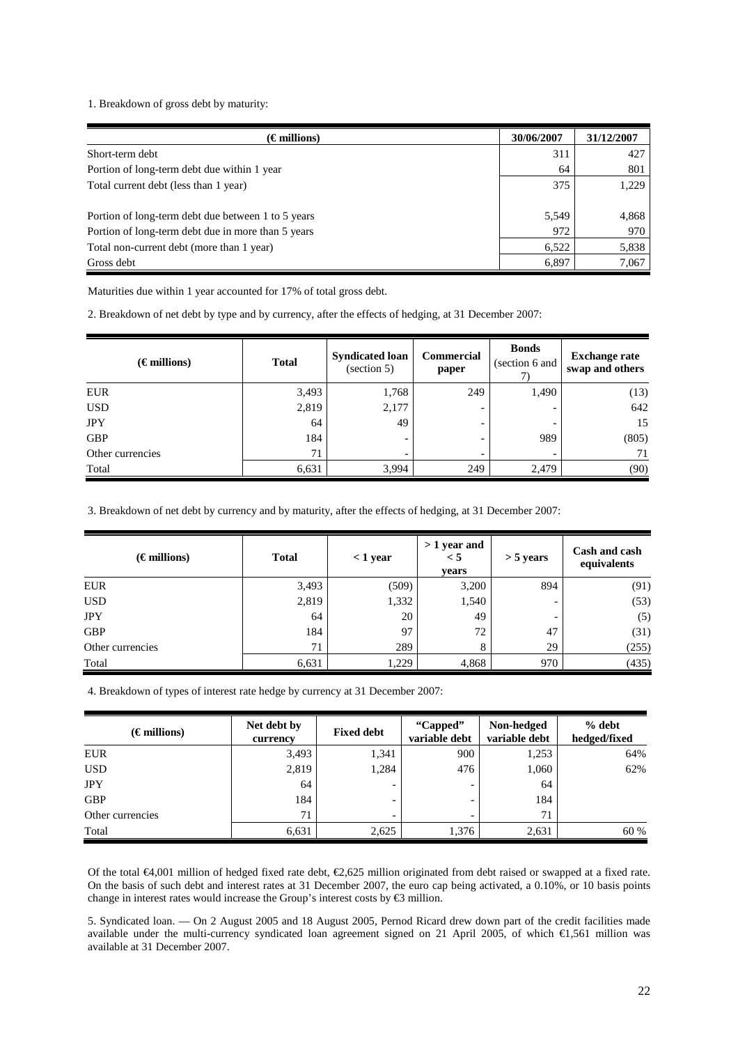1. Breakdown of gross debt by maturity:

| (€ millions) | 30/06/2007 | 31/12/2007 |
|---|---|---|
| Short-term debt | 311 | 427 |
| Portion of long-term debt due within 1 year | 64 | 801 |
| Total current debt (less than 1 year) | 375 | 1,229 |
| Portion of long-term debt due between 1 to 5 years | 5,549 | 4,868 |
| Portion of long-term debt due in more than 5 years | 972 | 970 |
| Total non-current debt (more than 1 year) | 6,522 | 5,838 |
| Gross debt | 6,897 | 7,067 |

Maturities due within 1 year accounted for 17% of total gross debt.

2. Breakdown of net debt by type and by currency, after the effects of hedging, at 31 December 2007:

| (€ millions) | Total | Syndicated loan (section 5) | Commercial paper | Bonds (section 6 and 7) | Exchange rate swap and others |
|---|---|---|---|---|---|
| EUR | 3,493 | 1,768 | 249 | 1,490 | (13) |
| USD | 2,819 | 2,177 | - | - | 642 |
| JPY | 64 | 49 | - | - | 15 |
| GBP | 184 | - | - | 989 | (805) |
| Other currencies | 71 | - | - | - | 71 |
| Total | 6,631 | 3,994 | 249 | 2,479 | (90) |

3. Breakdown of net debt by currency and by maturity, after the effects of hedging, at 31 December 2007:

| (€ millions) | Total | < 1 year | > 1 year and < 5 years | > 5 years | Cash and cash equivalents |
|---|---|---|---|---|---|
| EUR | 3,493 | (509) | 3,200 | 894 | (91) |
| USD | 2,819 | 1,332 | 1,540 | - | (53) |
| JPY | 64 | 20 | 49 | - | (5) |
| GBP | 184 | 97 | 72 | 47 | (31) |
| Other currencies | 71 | 289 | 8 | 29 | (255) |
| Total | 6,631 | 1,229 | 4,868 | 970 | (435) |

4. Breakdown of types of interest rate hedge by currency at 31 December 2007:

| (€ millions) | Net debt by currency | Fixed debt | "Capped" variable debt | Non-hedged variable debt | % debt hedged/fixed |
|---|---|---|---|---|---|
| EUR | 3,493 | 1,341 | 900 | 1,253 | 64% |
| USD | 2,819 | 1,284 | 476 | 1,060 | 62% |
| JPY | 64 | - | - | 64 | |
| GBP | 184 | - | - | 184 | |
| Other currencies | 71 | - | - | 71 | |
| Total | 6,631 | 2,625 | 1,376 | 2,631 | 60 % |

Of the total €4,001 million of hedged fixed rate debt, €2,625 million originated from debt raised or swapped at a fixed rate. On the basis of such debt and interest rates at 31 December 2007, the euro cap being activated, a 0.10%, or 10 basis points change in interest rates would increase the Group's interest costs by €3 million.

5. Syndicated loan. — On 2 August 2005 and 18 August 2005, Pernod Ricard drew down part of the credit facilities made available under the multi-currency syndicated loan agreement signed on 21 April 2005, of which €1,561 million was available at 31 December 2007.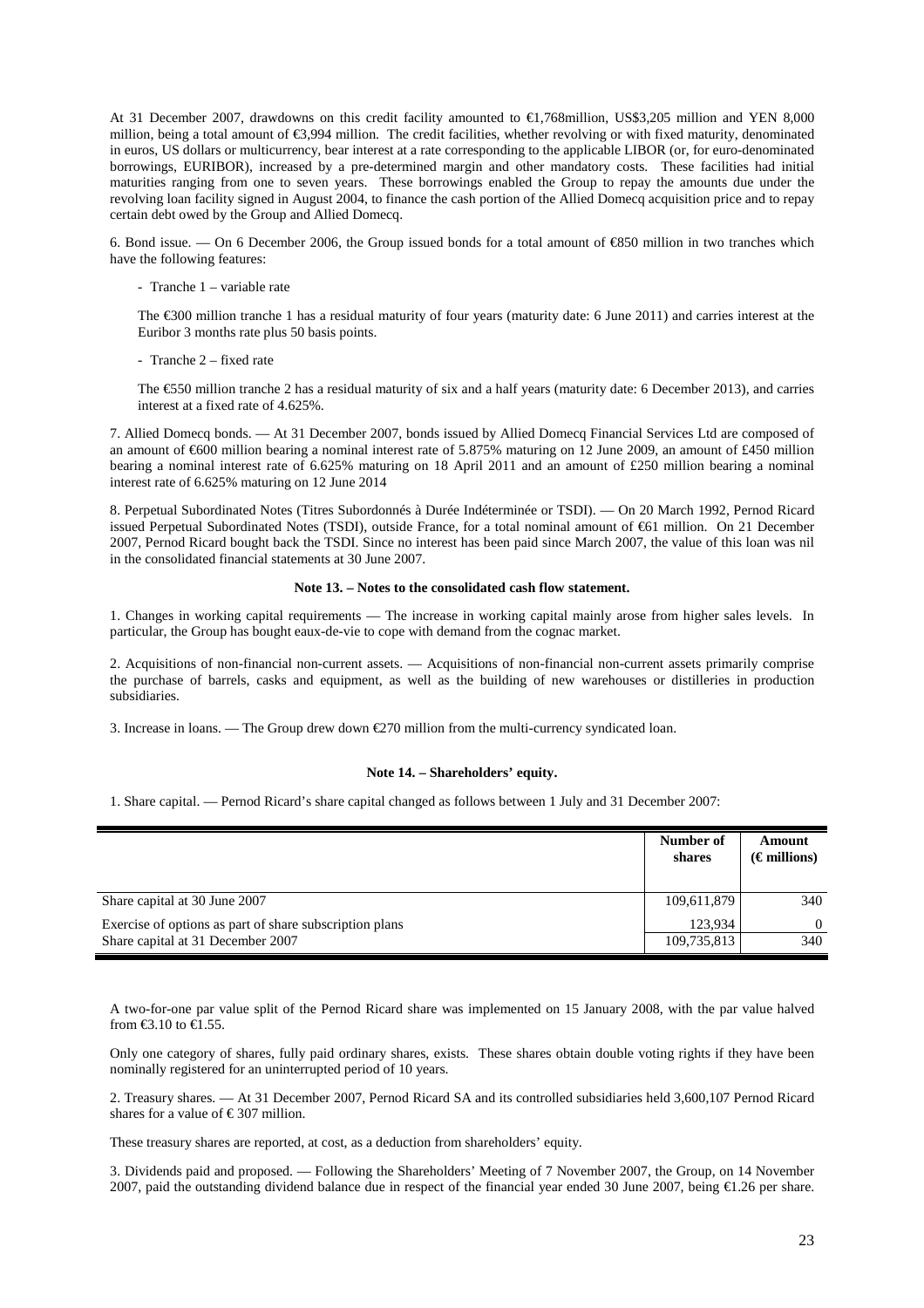At 31 December 2007, drawdowns on this credit facility amounted to €1,768million, US$3,205 million and YEN 8,000 million, being a total amount of €3,994 million. The credit facilities, whether revolving or with fixed maturity, denominated in euros, US dollars or multicurrency, bear interest at a rate corresponding to the applicable LIBOR (or, for euro-denominated borrowings, EURIBOR), increased by a pre-determined margin and other mandatory costs. These facilities had initial maturities ranging from one to seven years. These borrowings enabled the Group to repay the amounts due under the revolving loan facility signed in August 2004, to finance the cash portion of the Allied Domecq acquisition price and to repay certain debt owed by the Group and Allied Domecq.

6. Bond issue. — On 6 December 2006, the Group issued bonds for a total amount of €850 million in two tranches which have the following features:

- Tranche 1 – variable rate

The €300 million tranche 1 has a residual maturity of four years (maturity date: 6 June 2011) and carries interest at the Euribor 3 months rate plus 50 basis points.

- Tranche 2 – fixed rate

The €550 million tranche 2 has a residual maturity of six and a half years (maturity date: 6 December 2013), and carries interest at a fixed rate of 4.625%.

7. Allied Domecq bonds. — At 31 December 2007, bonds issued by Allied Domecq Financial Services Ltd are composed of an amount of €600 million bearing a nominal interest rate of 5.875% maturing on 12 June 2009, an amount of £450 million bearing a nominal interest rate of 6.625% maturing on 18 April 2011 and an amount of £250 million bearing a nominal interest rate of 6.625% maturing on 12 June 2014

8. Perpetual Subordinated Notes (Titres Subordonnés à Durée Indéterminée or TSDI). — On 20 March 1992, Pernod Ricard issued Perpetual Subordinated Notes (TSDI), outside France, for a total nominal amount of €61 million. On 21 December 2007, Pernod Ricard bought back the TSDI. Since no interest has been paid since March 2007, the value of this loan was nil in the consolidated financial statements at 30 June 2007.

**Note 13. – Notes to the consolidated cash flow statement.**

1. Changes in working capital requirements — The increase in working capital mainly arose from higher sales levels. In particular, the Group has bought eaux-de-vie to cope with demand from the cognac market.

2. Acquisitions of non-financial non-current assets. — Acquisitions of non-financial non-current assets primarily comprise the purchase of barrels, casks and equipment, as well as the building of new warehouses or distilleries in production subsidiaries.

3. Increase in loans. — The Group drew down €270 million from the multi-currency syndicated loan.

**Note 14. – Shareholders' equity.**

1. Share capital. — Pernod Ricard's share capital changed as follows between 1 July and 31 December 2007:

| | Number of shares | Amount (€ millions) |
|---|---|---|
| Share capital at 30 June 2007 | 109,611,879 | 340 |
| Exercise of options as part of share subscription plans | 123,934 | 0 |
| Share capital at 31 December 2007 | 109,735,813 | 340 |

A two-for-one par value split of the Pernod Ricard share was implemented on 15 January 2008, with the par value halved from €3.10 to €1.55.

Only one category of shares, fully paid ordinary shares, exists. These shares obtain double voting rights if they have been nominally registered for an uninterrupted period of 10 years.

2. Treasury shares. — At 31 December 2007, Pernod Ricard SA and its controlled subsidiaries held 3,600,107 Pernod Ricard shares for a value of € 307 million.

These treasury shares are reported, at cost, as a deduction from shareholders' equity.

3. Dividends paid and proposed. — Following the Shareholders' Meeting of 7 November 2007, the Group, on 14 November 2007, paid the outstanding dividend balance due in respect of the financial year ended 30 June 2007, being €1.26 per share.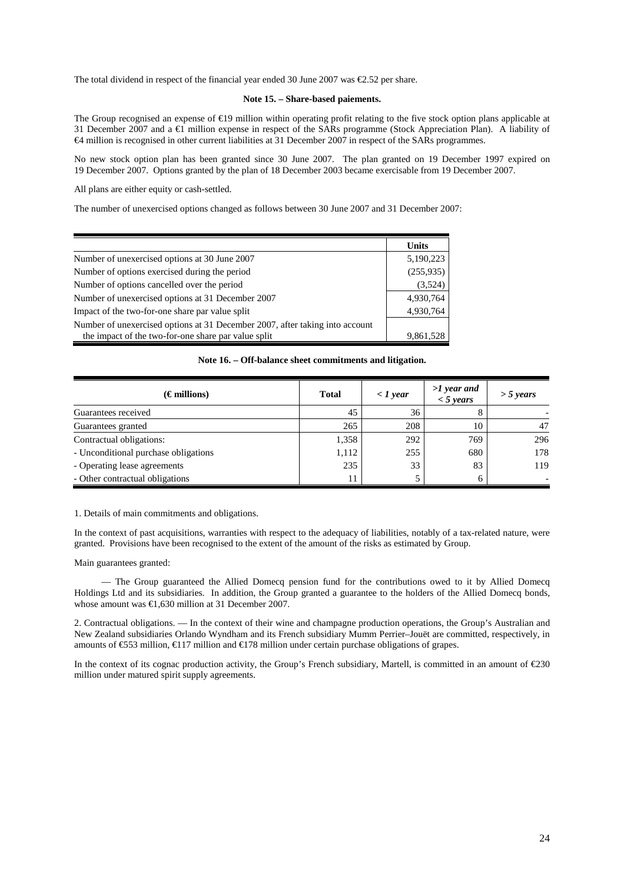The total dividend in respect of the financial year ended 30 June 2007 was €2.52 per share.

### Note 15. – Share-based paiements.

The Group recognised an expense of €19 million within operating profit relating to the five stock option plans applicable at 31 December 2007 and a €1 million expense in respect of the SARs programme (Stock Appreciation Plan). A liability of €4 million is recognised in other current liabilities at 31 December 2007 in respect of the SARs programmes.

No new stock option plan has been granted since 30 June 2007. The plan granted on 19 December 1997 expired on 19 December 2007. Options granted by the plan of 18 December 2003 became exercisable from 19 December 2007.

All plans are either equity or cash-settled.

The number of unexercised options changed as follows between 30 June 2007 and 31 December 2007:

| | Units |
|---|---|
| Number of unexercised options at 30 June 2007 | 5,190,223 |
| Number of options exercised during the period | (255,935) |
| Number of options cancelled over the period | (3,524) |
| Number of unexercised options at 31 December 2007 | 4,930,764 |
| Impact of the two-for-one share par value split | 4,930,764 |
| Number of unexercised options at 31 December 2007, after taking into account the impact of the two-for-one share par value split | 9,861,528 |

### Note 16. – Off-balance sheet commitments and litigation.

| (€ millions) | Total | *< 1 year* | *>1 year and < 5 years* | *> 5 years* |
|---|---|---|---|---|
| Guarantees received | 45 | 36 | 8 | - |
| Guarantees granted | 265 | 208 | 10 | 47 |
| Contractual obligations: | 1,358 | 292 | 769 | 296 |
| - Unconditional purchase obligations | 1,112 | 255 | 680 | 178 |
| - Operating lease agreements | 235 | 33 | 83 | 119 |
| - Other contractual obligations | 11 | 5 | 6 | - |

1. Details of main commitments and obligations.

In the context of past acquisitions, warranties with respect to the adequacy of liabilities, notably of a tax-related nature, were granted. Provisions have been recognised to the extent of the amount of the risks as estimated by Group.

Main guarantees granted:

— The Group guaranteed the Allied Domecq pension fund for the contributions owed to it by Allied Domecq Holdings Ltd and its subsidiaries. In addition, the Group granted a guarantee to the holders of the Allied Domecq bonds, whose amount was €1,630 million at 31 December 2007.

2. Contractual obligations. — In the context of their wine and champagne production operations, the Group's Australian and New Zealand subsidiaries Orlando Wyndham and its French subsidiary Mumm Perrier–Jouët are committed, respectively, in amounts of €553 million, €117 million and €178 million under certain purchase obligations of grapes.

In the context of its cognac production activity, the Group's French subsidiary, Martell, is committed in an amount of €230 million under matured spirit supply agreements.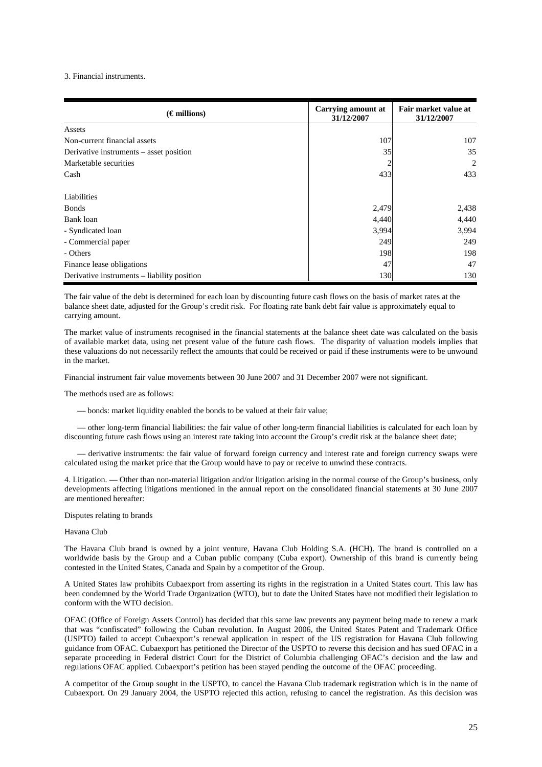3. Financial instruments.

| (€ millions) | Carrying amount at 31/12/2007 | Fair market value at 31/12/2007 |
|---|---|---|
| Assets | | |
| Non-current financial assets | 107 | 107 |
| Derivative instruments – asset position | 35 | 35 |
| Marketable securities | 2 | 2 |
| Cash | 433 | 433 |
| | | |
| Liabilities | | |
| Bonds | 2,479 | 2,438 |
| Bank loan | 4,440 | 4,440 |
| - Syndicated loan | 3,994 | 3,994 |
| - Commercial paper | 249 | 249 |
| - Others | 198 | 198 |
| Finance lease obligations | 47 | 47 |
| Derivative instruments – liability position | 130 | 130 |

The fair value of the debt is determined for each loan by discounting future cash flows on the basis of market rates at the balance sheet date, adjusted for the Group's credit risk. For floating rate bank debt fair value is approximately equal to carrying amount.

The market value of instruments recognised in the financial statements at the balance sheet date was calculated on the basis of available market data, using net present value of the future cash flows. The disparity of valuation models implies that these valuations do not necessarily reflect the amounts that could be received or paid if these instruments were to be unwound in the market.

Financial instrument fair value movements between 30 June 2007 and 31 December 2007 were not significant.

The methods used are as follows:

— bonds: market liquidity enabled the bonds to be valued at their fair value;

— other long-term financial liabilities: the fair value of other long-term financial liabilities is calculated for each loan by discounting future cash flows using an interest rate taking into account the Group's credit risk at the balance sheet date;

— derivative instruments: the fair value of forward foreign currency and interest rate and foreign currency swaps were calculated using the market price that the Group would have to pay or receive to unwind these contracts.

4. Litigation. — Other than non-material litigation and/or litigation arising in the normal course of the Group's business, only developments affecting litigations mentioned in the annual report on the consolidated financial statements at 30 June 2007 are mentioned hereafter:

Disputes relating to brands

Havana Club

The Havana Club brand is owned by a joint venture, Havana Club Holding S.A. (HCH). The brand is controlled on a worldwide basis by the Group and a Cuban public company (Cuba export). Ownership of this brand is currently being contested in the United States, Canada and Spain by a competitor of the Group.

A United States law prohibits Cubaexport from asserting its rights in the registration in a United States court. This law has been condemned by the World Trade Organization (WTO), but to date the United States have not modified their legislation to conform with the WTO decision.

OFAC (Office of Foreign Assets Control) has decided that this same law prevents any payment being made to renew a mark that was "confiscated" following the Cuban revolution. In August 2006, the United States Patent and Trademark Office (USPTO) failed to accept Cubaexport's renewal application in respect of the US registration for Havana Club following guidance from OFAC. Cubaexport has petitioned the Director of the USPTO to reverse this decision and has sued OFAC in a separate proceeding in Federal district Court for the District of Columbia challenging OFAC's decision and the law and regulations OFAC applied. Cubaexport's petition has been stayed pending the outcome of the OFAC proceeding.

A competitor of the Group sought in the USPTO, to cancel the Havana Club trademark registration which is in the name of Cubaexport. On 29 January 2004, the USPTO rejected this action, refusing to cancel the registration. As this decision was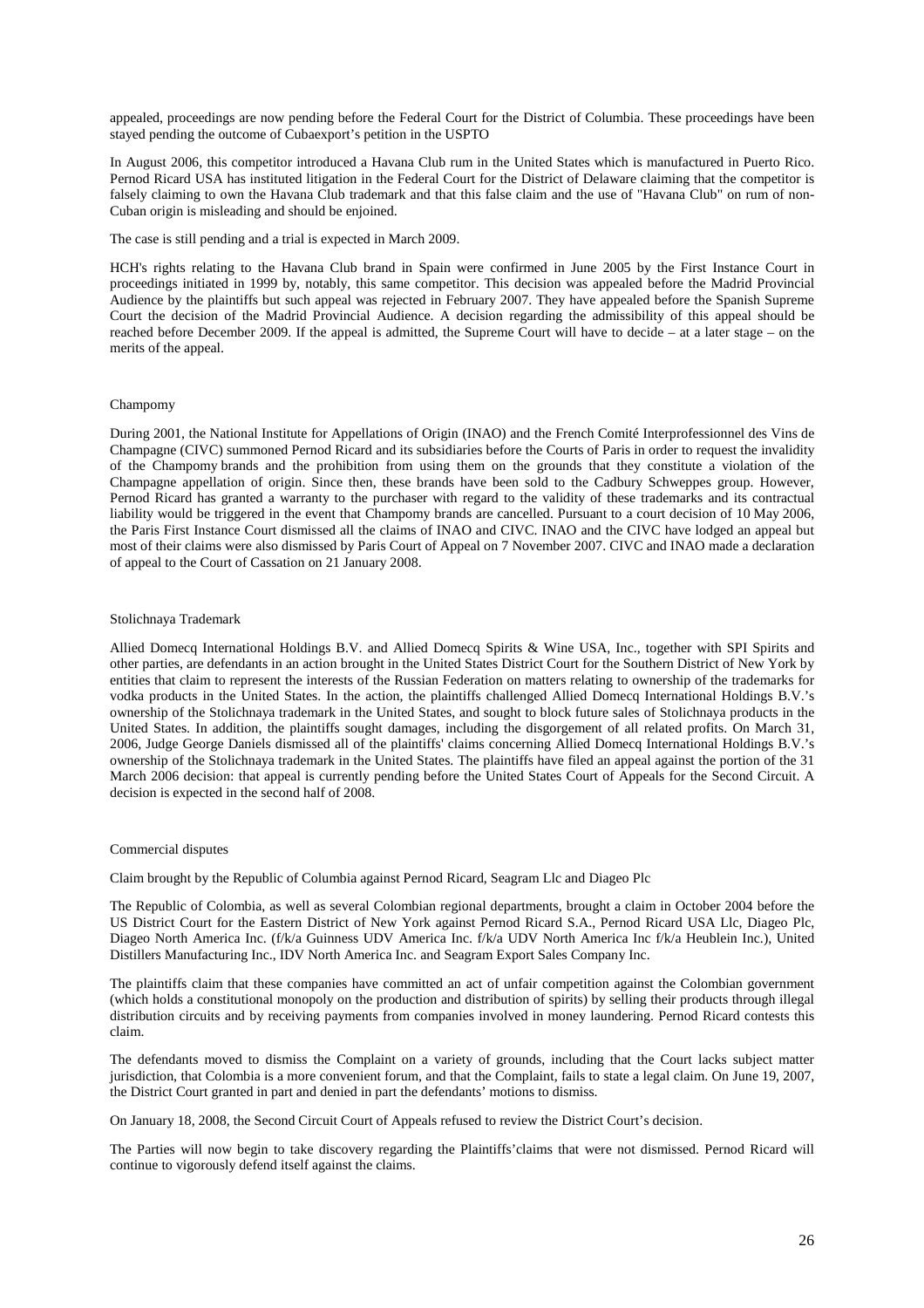appealed, proceedings are now pending before the Federal Court for the District of Columbia. These proceedings have been stayed pending the outcome of Cubaexport's petition in the USPTO

In August 2006, this competitor introduced a Havana Club rum in the United States which is manufactured in Puerto Rico. Pernod Ricard USA has instituted litigation in the Federal Court for the District of Delaware claiming that the competitor is falsely claiming to own the Havana Club trademark and that this false claim and the use of "Havana Club" on rum of non-Cuban origin is misleading and should be enjoined.

The case is still pending and a trial is expected in March 2009.

HCH's rights relating to the Havana Club brand in Spain were confirmed in June 2005 by the First Instance Court in proceedings initiated in 1999 by, notably, this same competitor. This decision was appealed before the Madrid Provincial Audience by the plaintiffs but such appeal was rejected in February 2007. They have appealed before the Spanish Supreme Court the decision of the Madrid Provincial Audience. A decision regarding the admissibility of this appeal should be reached before December 2009. If the appeal is admitted, the Supreme Court will have to decide – at a later stage – on the merits of the appeal.

### Champomy

During 2001, the National Institute for Appellations of Origin (INAO) and the French Comité Interprofessionnel des Vins de Champagne (CIVC) summoned Pernod Ricard and its subsidiaries before the Courts of Paris in order to request the invalidity of the Champomy brands and the prohibition from using them on the grounds that they constitute a violation of the Champagne appellation of origin. Since then, these brands have been sold to the Cadbury Schweppes group. However, Pernod Ricard has granted a warranty to the purchaser with regard to the validity of these trademarks and its contractual liability would be triggered in the event that Champomy brands are cancelled. Pursuant to a court decision of 10 May 2006, the Paris First Instance Court dismissed all the claims of INAO and CIVC. INAO and the CIVC have lodged an appeal but most of their claims were also dismissed by Paris Court of Appeal on 7 November 2007. CIVC and INAO made a declaration of appeal to the Court of Cassation on 21 January 2008.

### Stolichnaya Trademark

Allied Domecq International Holdings B.V. and Allied Domecq Spirits & Wine USA, Inc., together with SPI Spirits and other parties, are defendants in an action brought in the United States District Court for the Southern District of New York by entities that claim to represent the interests of the Russian Federation on matters relating to ownership of the trademarks for vodka products in the United States. In the action, the plaintiffs challenged Allied Domecq International Holdings B.V.'s ownership of the Stolichnaya trademark in the United States, and sought to block future sales of Stolichnaya products in the United States. In addition, the plaintiffs sought damages, including the disgorgement of all related profits. On March 31, 2006, Judge George Daniels dismissed all of the plaintiffs' claims concerning Allied Domecq International Holdings B.V.'s ownership of the Stolichnaya trademark in the United States. The plaintiffs have filed an appeal against the portion of the 31 March 2006 decision: that appeal is currently pending before the United States Court of Appeals for the Second Circuit. A decision is expected in the second half of 2008.

### Commercial disputes

Claim brought by the Republic of Columbia against Pernod Ricard, Seagram Llc and Diageo Plc

The Republic of Colombia, as well as several Colombian regional departments, brought a claim in October 2004 before the US District Court for the Eastern District of New York against Pernod Ricard S.A., Pernod Ricard USA Llc, Diageo Plc, Diageo North America Inc. (f/k/a Guinness UDV America Inc. f/k/a UDV North America Inc f/k/a Heublein Inc.), United Distillers Manufacturing Inc., IDV North America Inc. and Seagram Export Sales Company Inc.

The plaintiffs claim that these companies have committed an act of unfair competition against the Colombian government (which holds a constitutional monopoly on the production and distribution of spirits) by selling their products through illegal distribution circuits and by receiving payments from companies involved in money laundering. Pernod Ricard contests this claim.

The defendants moved to dismiss the Complaint on a variety of grounds, including that the Court lacks subject matter jurisdiction, that Colombia is a more convenient forum, and that the Complaint, fails to state a legal claim. On June 19, 2007, the District Court granted in part and denied in part the defendants' motions to dismiss.

On January 18, 2008, the Second Circuit Court of Appeals refused to review the District Court's decision.

The Parties will now begin to take discovery regarding the Plaintiffs'claims that were not dismissed. Pernod Ricard will continue to vigorously defend itself against the claims.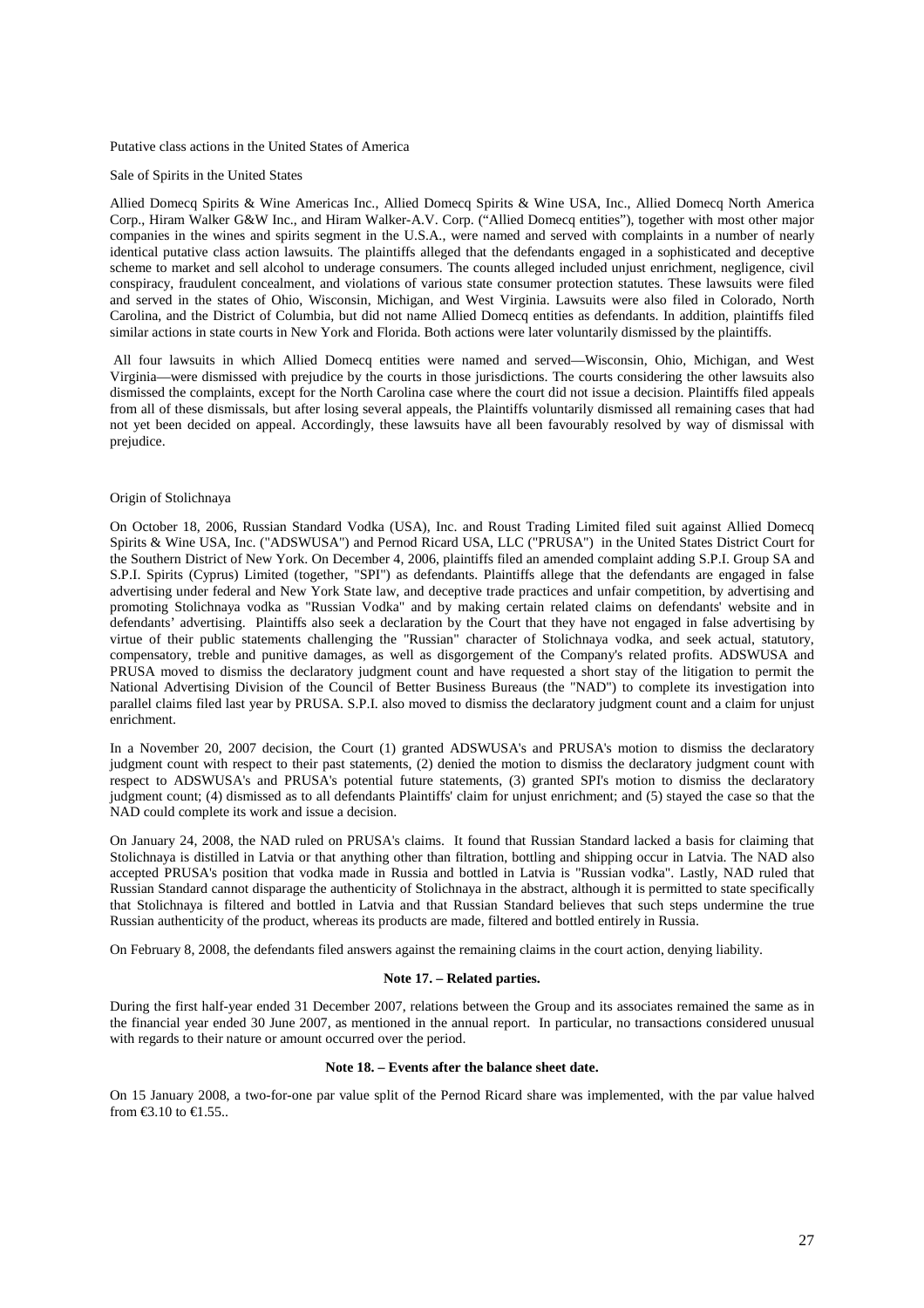Putative class actions in the United States of America

Sale of Spirits in the United States

Allied Domecq Spirits & Wine Americas Inc., Allied Domecq Spirits & Wine USA, Inc., Allied Domecq North America Corp., Hiram Walker G&W Inc., and Hiram Walker-A.V. Corp. ("Allied Domecq entities"), together with most other major companies in the wines and spirits segment in the U.S.A., were named and served with complaints in a number of nearly identical putative class action lawsuits. The plaintiffs alleged that the defendants engaged in a sophisticated and deceptive scheme to market and sell alcohol to underage consumers. The counts alleged included unjust enrichment, negligence, civil conspiracy, fraudulent concealment, and violations of various state consumer protection statutes. These lawsuits were filed and served in the states of Ohio, Wisconsin, Michigan, and West Virginia. Lawsuits were also filed in Colorado, North Carolina, and the District of Columbia, but did not name Allied Domecq entities as defendants. In addition, plaintiffs filed similar actions in state courts in New York and Florida. Both actions were later voluntarily dismissed by the plaintiffs.

All four lawsuits in which Allied Domecq entities were named and served—Wisconsin, Ohio, Michigan, and West Virginia—were dismissed with prejudice by the courts in those jurisdictions. The courts considering the other lawsuits also dismissed the complaints, except for the North Carolina case where the court did not issue a decision. Plaintiffs filed appeals from all of these dismissals, but after losing several appeals, the Plaintiffs voluntarily dismissed all remaining cases that had not yet been decided on appeal. Accordingly, these lawsuits have all been favourably resolved by way of dismissal with prejudice.

Origin of Stolichnaya

On October 18, 2006, Russian Standard Vodka (USA), Inc. and Roust Trading Limited filed suit against Allied Domecq Spirits & Wine USA, Inc. ("ADSWUSA") and Pernod Ricard USA, LLC ("PRUSA") in the United States District Court for the Southern District of New York. On December 4, 2006, plaintiffs filed an amended complaint adding S.P.I. Group SA and S.P.I. Spirits (Cyprus) Limited (together, "SPI") as defendants. Plaintiffs allege that the defendants are engaged in false advertising under federal and New York State law, and deceptive trade practices and unfair competition, by advertising and promoting Stolichnaya vodka as "Russian Vodka" and by making certain related claims on defendants' website and in defendants' advertising. Plaintiffs also seek a declaration by the Court that they have not engaged in false advertising by virtue of their public statements challenging the "Russian" character of Stolichnaya vodka, and seek actual, statutory, compensatory, treble and punitive damages, as well as disgorgement of the Company's related profits. ADSWUSA and PRUSA moved to dismiss the declaratory judgment count and have requested a short stay of the litigation to permit the National Advertising Division of the Council of Better Business Bureaus (the "NAD") to complete its investigation into parallel claims filed last year by PRUSA. S.P.I. also moved to dismiss the declaratory judgment count and a claim for unjust enrichment.

In a November 20, 2007 decision, the Court (1) granted ADSWUSA's and PRUSA's motion to dismiss the declaratory judgment count with respect to their past statements, (2) denied the motion to dismiss the declaratory judgment count with respect to ADSWUSA's and PRUSA's potential future statements, (3) granted SPI's motion to dismiss the declaratory judgment count; (4) dismissed as to all defendants Plaintiffs' claim for unjust enrichment; and (5) stayed the case so that the NAD could complete its work and issue a decision.

On January 24, 2008, the NAD ruled on PRUSA's claims. It found that Russian Standard lacked a basis for claiming that Stolichnaya is distilled in Latvia or that anything other than filtration, bottling and shipping occur in Latvia. The NAD also accepted PRUSA's position that vodka made in Russia and bottled in Latvia is "Russian vodka". Lastly, NAD ruled that Russian Standard cannot disparage the authenticity of Stolichnaya in the abstract, although it is permitted to state specifically that Stolichnaya is filtered and bottled in Latvia and that Russian Standard believes that such steps undermine the true Russian authenticity of the product, whereas its products are made, filtered and bottled entirely in Russia.

On February 8, 2008, the defendants filed answers against the remaining claims in the court action, denying liability.

**Note 17. – Related parties.**

During the first half-year ended 31 December 2007, relations between the Group and its associates remained the same as in the financial year ended 30 June 2007, as mentioned in the annual report. In particular, no transactions considered unusual with regards to their nature or amount occurred over the period.

**Note 18. – Events after the balance sheet date.**

On 15 January 2008, a two-for-one par value split of the Pernod Ricard share was implemented, with the par value halved from €3.10 to €1.55..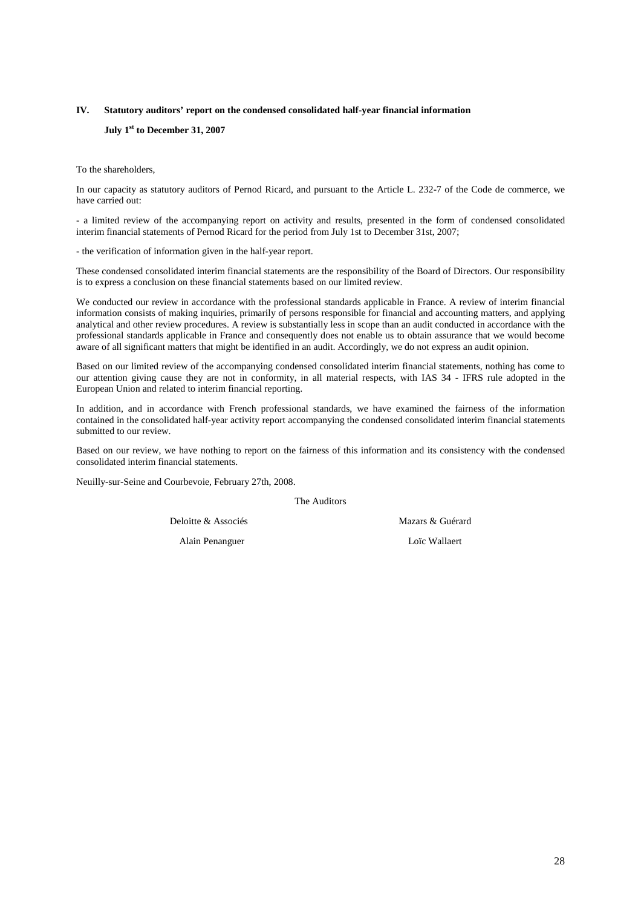## IV. Statutory auditors' report on the condensed consolidated half-year financial information

**July 1st to December 31, 2007**

To the shareholders,

In our capacity as statutory auditors of Pernod Ricard, and pursuant to the Article L. 232-7 of the Code de commerce, we have carried out:

- a limited review of the accompanying report on activity and results, presented in the form of condensed consolidated interim financial statements of Pernod Ricard for the period from July 1st to December 31st, 2007;

- the verification of information given in the half-year report.

These condensed consolidated interim financial statements are the responsibility of the Board of Directors. Our responsibility is to express a conclusion on these financial statements based on our limited review.

We conducted our review in accordance with the professional standards applicable in France. A review of interim financial information consists of making inquiries, primarily of persons responsible for financial and accounting matters, and applying analytical and other review procedures. A review is substantially less in scope than an audit conducted in accordance with the professional standards applicable in France and consequently does not enable us to obtain assurance that we would become aware of all significant matters that might be identified in an audit. Accordingly, we do not express an audit opinion.

Based on our limited review of the accompanying condensed consolidated interim financial statements, nothing has come to our attention giving cause they are not in conformity, in all material respects, with IAS 34 - IFRS rule adopted in the European Union and related to interim financial reporting.

In addition, and in accordance with French professional standards, we have examined the fairness of the information contained in the consolidated half-year activity report accompanying the condensed consolidated interim financial statements submitted to our review.

Based on our review, we have nothing to report on the fairness of this information and its consistency with the condensed consolidated interim financial statements.

Neuilly-sur-Seine and Courbevoie, February 27th, 2008.

The Auditors

Deloitte & Associés

Alain Penanguer

Mazars & Guérard

Loïc Wallaert